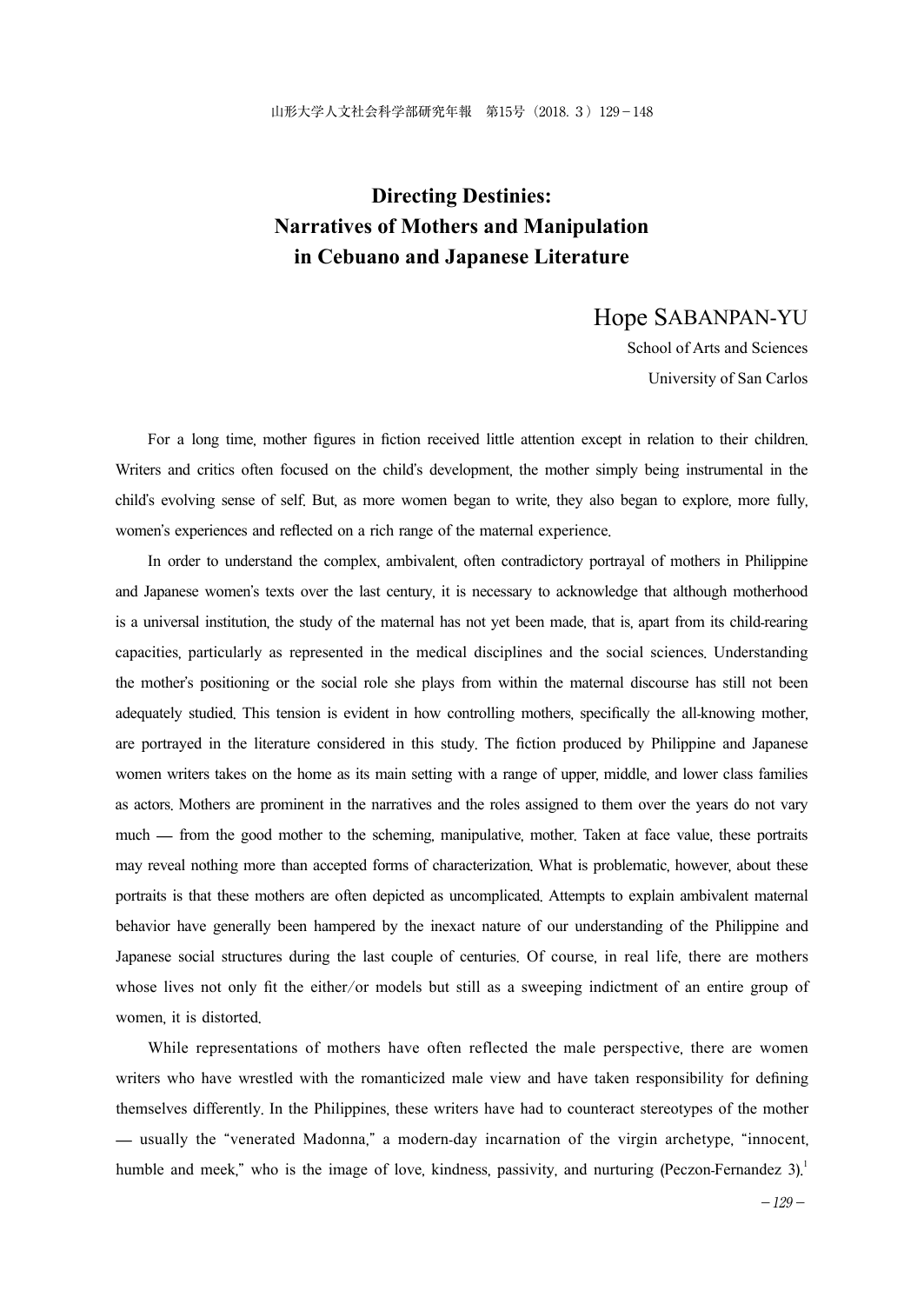# Directing Destinies: Narratives of Mothers and Manipulation in Cebuano and Japanese Literature

Hope SABANPAN-YU

School of Arts and Sciences

University of San Carlos

For a long time, mother figures in fiction received little attention except in relation to their children. Writers and critics often focused on the child's development, the mother simply being instrumental in the child's evolving sense of self. But, as more women began to write, they also began to explore, more fully, women's experiences and reflected on a rich range of the maternal experience.

In order to understand the complex, ambivalent, often contradictory portrayal of mothers in Philippine and Japanese women's texts over the last century, it is necessary to acknowledge that although motherhood is a universal institution, the study of the maternal has not yet been made, that is, apart from its child-rearing capacities, particularly as represented in the medical disciplines and the social sciences. Understanding the mother's positioning or the social role she plays from within the maternal discourse has still not been adequately studied. This tension is evident in how controlling mothers, specifically the all-knowing mother, are portrayed in the literature considered in this study. The fiction produced by Philippine and Japanese women writers takes on the home as its main setting with a range of upper, middle, and lower class families as actors. Mothers are prominent in the narratives and the roles assigned to them over the years do not vary much — from the good mother to the scheming, manipulative, mother. Taken at face value, these portraits may reveal nothing more than accepted forms of characterization. What is problematic, however, about these portraits is that these mothers are often depicted as uncomplicated. Attempts to explain ambivalent maternal behavior have generally been hampered by the inexact nature of our understanding of the Philippine and Japanese social structures during the last couple of centuries. Of course, in real life, there are mothers whose lives not only fit the either/or models but still as a sweeping indictment of an entire group of women, it is distorted.

While representations of mothers have often reflected the male perspective, there are women writers who have wrestled with the romanticized male view and have taken responsibility for defining themselves differently. In the Philippines, these writers have had to counteract stereotypes of the mother — usually the "venerated Madonna," a modern-day incarnation of the virgin archetype, "innocent, humble and meek," who is the image of love, kindness, passivity, and nurturing (Peczon-Fernandez 3).[1]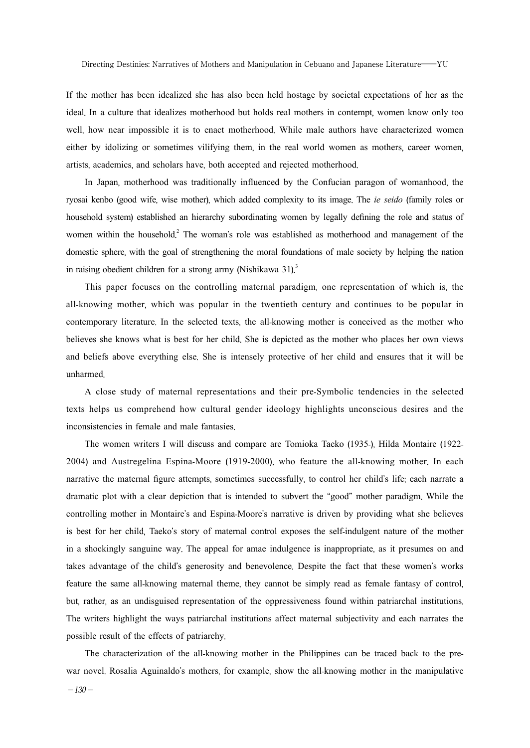If the mother has been idealized she has also been held hostage by societal expectations of her as the ideal. In a culture that idealizes motherhood but holds real mothers in contempt, women know only too well, how near impossible it is to enact motherhood. While male authors have characterized women either by idolizing or sometimes vilifying them, in the real world women as mothers, career women, artists, academics, and scholars have, both accepted and rejected motherhood.

In Japan, motherhood was traditionally influenced by the Confucian paragon of womanhood, the ryosai kenbo (good wife, wise mother), which added complexity to its image. The *ie seido* (family roles or household system) established an hierarchy subordinating women by legally defining the role and status of women within the household.[2] The woman's role was established as motherhood and management of the domestic sphere, with the goal of strengthening the moral foundations of male society by helping the nation in raising obedient children for a strong army (Nishikawa 31).[3]

This paper focuses on the controlling maternal paradigm, one representation of which is, the all-knowing mother, which was popular in the twentieth century and continues to be popular in contemporary literature. In the selected texts, the all-knowing mother is conceived as the mother who believes she knows what is best for her child. She is depicted as the mother who places her own views and beliefs above everything else. She is intensely protective of her child and ensures that it will be unharmed.

A close study of maternal representations and their pre-Symbolic tendencies in the selected texts helps us comprehend how cultural gender ideology highlights unconscious desires and the inconsistencies in female and male fantasies.

The women writers I will discuss and compare are Tomioka Taeko (1935-), Hilda Montaire (1922-2004) and Austregelina Espina-Moore (1919-2000), who feature the all-knowing mother. In each narrative the maternal figure attempts, sometimes successfully, to control her child's life; each narrate a dramatic plot with a clear depiction that is intended to subvert the "good" mother paradigm. While the controlling mother in Montaire's and Espina-Moore's narrative is driven by providing what she believes is best for her child, Taeko's story of maternal control exposes the self-indulgent nature of the mother in a shockingly sanguine way. The appeal for amae indulgence is inappropriate, as it presumes on and takes advantage of the child's generosity and benevolence. Despite the fact that these women's works feature the same all-knowing maternal theme, they cannot be simply read as female fantasy of control, but, rather, as an undisguised representation of the oppressiveness found within patriarchal institutions. The writers highlight the ways patriarchal institutions affect maternal subjectivity and each narrates the possible result of the effects of patriarchy.

The characterization of the all-knowing mother in the Philippines can be traced back to the pre-war novel. Rosalia Aguinaldo's mothers, for example, show the all-knowing mother in the manipulative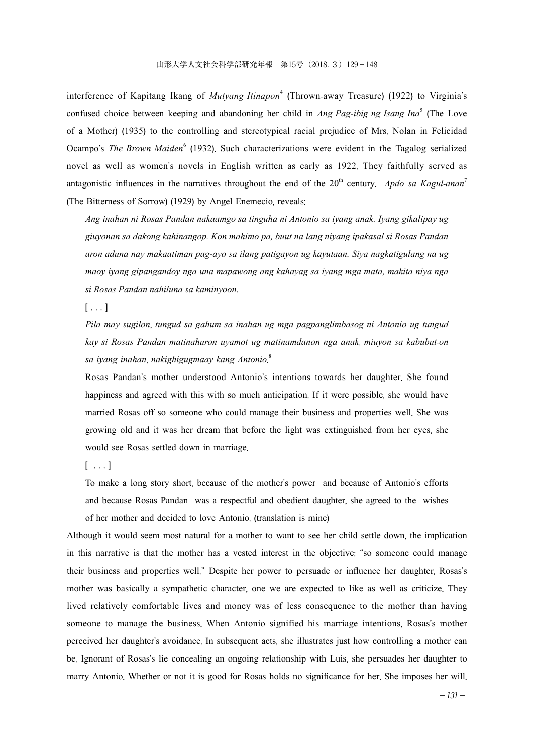interference of Kapitang Ikang of *Mutyang Itinapon*[4] (Thrown-away Treasure) (1922) to Virginia's confused choice between keeping and abandoning her child in *Ang Pag-ibig ng Isang Ina*[5] (The Love of a Mother) (1935) to the controlling and stereotypical racial prejudice of Mrs. Nolan in Felicidad Ocampo's *The Brown Maiden*[6] (1932). Such characterizations were evident in the Tagalog serialized novel as well as women's novels in English written as early as 1922. They faithfully served as antagonistic influences in the narratives throughout the end of the 20th century. *Apdo sa Kagul-anan*[7] (The Bitterness of Sorrow) (1929) by Angel Enemecio, reveals:

> *Ang inahan ni Rosas Pandan nakaamgo sa tinguha ni Antonio sa iyang anak. Iyang gikalipay ug giuyonan sa dakong kahinangop. Kon mahimo pa, buut na lang niyang ipakasal si Rosas Pandan aron aduna nay makaatiman pag-ayo sa ilang patigayon ug kayutaan. Siya nagkatigulang na ug maoy iyang gipangandoy nga una mapawong ang kahayag sa iyang mga mata, makita niya nga si Rosas Pandan nahiluna sa kaminyoon.*
>
> [ . . . ]
>
> *Pila may sugilon, tungud sa gahum sa inahan ug mga pagpanglimbasog ni Antonio ug tungud kay si Rosas Pandan matinahuron uyamot ug matinamdanon nga anak, miuyon sa kabubut-on sa iyang inahan, nakighigugmaay kang Antonio.*[8]
>
> Rosas Pandan's mother understood Antonio's intentions towards her daughter. She found happiness and agreed with this with so much anticipation. If it were possible, she would have married Rosas off so someone who could manage their business and properties well. She was growing old and it was her dream that before the light was extinguished from her eyes, she would see Rosas settled down in marriage.
>
> [ . . . ]
>
> To make a long story short, because of the mother's power and because of Antonio's efforts and because Rosas Pandan was a respectful and obedient daughter, she agreed to the wishes of her mother and decided to love Antonio. (translation is mine)

Although it would seem most natural for a mother to want to see her child settle down, the implication in this narrative is that the mother has a vested interest in the objective: "so someone could manage their business and properties well." Despite her power to persuade or influence her daughter, Rosas's mother was basically a sympathetic character, one we are expected to like as well as criticize. They lived relatively comfortable lives and money was of less consequence to the mother than having someone to manage the business. When Antonio signified his marriage intentions, Rosas's mother perceived her daughter's avoidance. In subsequent acts, she illustrates just how controlling a mother can be. Ignorant of Rosas's lie concealing an ongoing relationship with Luis, she persuades her daughter to marry Antonio. Whether or not it is good for Rosas holds no significance for her. She imposes her will.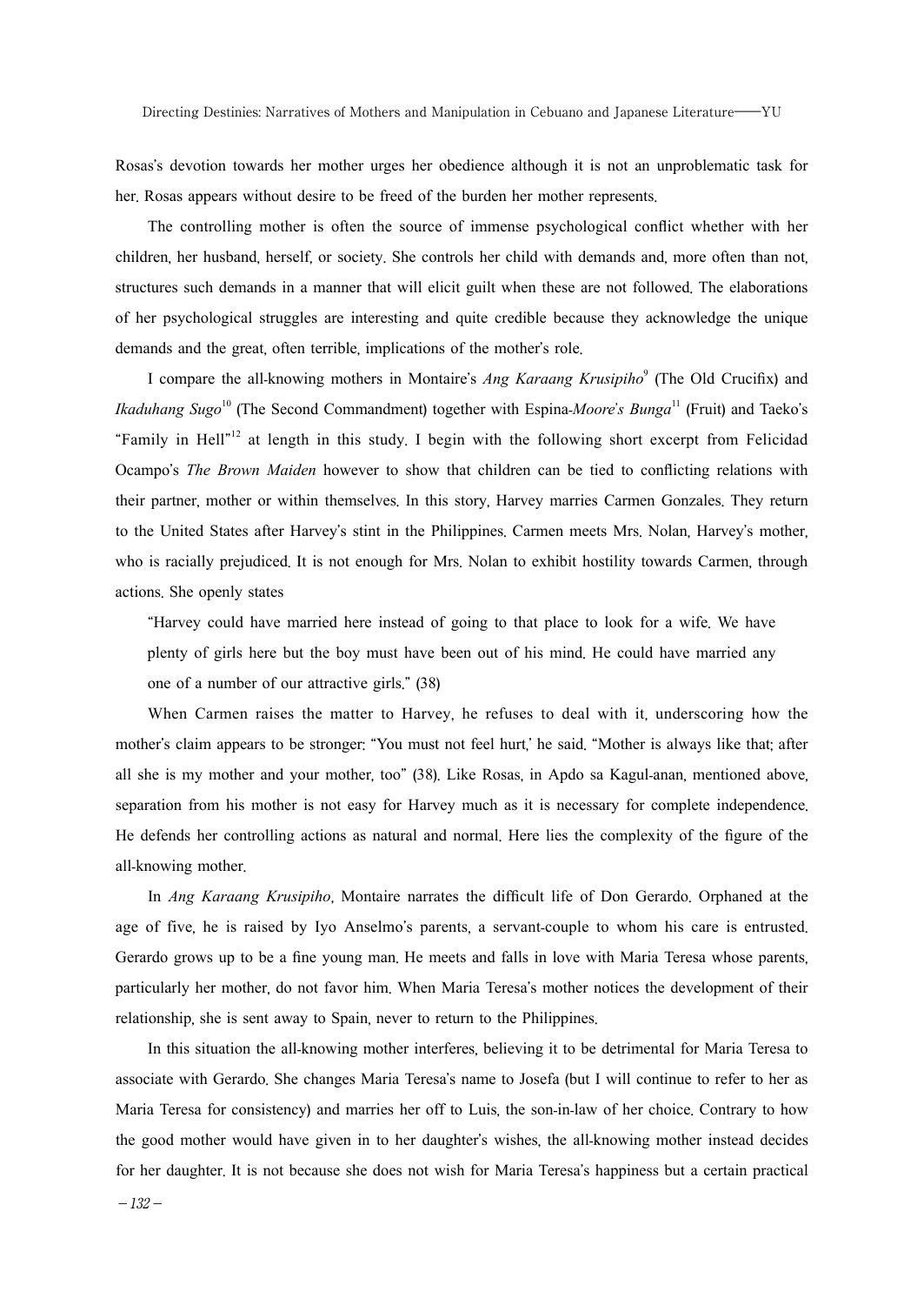Rosas's devotion towards her mother urges her obedience although it is not an unproblematic task for her. Rosas appears without desire to be freed of the burden her mother represents.

The controlling mother is often the source of immense psychological conflict whether with her children, her husband, herself, or society. She controls her child with demands and, more often than not, structures such demands in a manner that will elicit guilt when these are not followed. The elaborations of her psychological struggles are interesting and quite credible because they acknowledge the unique demands and the great, often terrible, implications of the mother's role.

I compare the all-knowing mothers in Montaire's *Ang Karaang Krusipiho*[9] (The Old Crucifix) and *Ikaduhang Sugo*[10] (The Second Commandment) together with Espina-*Moore's Bunga*[11] (Fruit) and Taeko's "Family in Hell"[12] at length in this study. I begin with the following short excerpt from Felicidad Ocampo's *The Brown Maiden* however to show that children can be tied to conflicting relations with their partner, mother or within themselves. In this story, Harvey marries Carmen Gonzales. They return to the United States after Harvey's stint in the Philippines. Carmen meets Mrs. Nolan, Harvey's mother, who is racially prejudiced. It is not enough for Mrs. Nolan to exhibit hostility towards Carmen, through actions. She openly states

> "Harvey could have married here instead of going to that place to look for a wife. We have plenty of girls here but the boy must have been out of his mind. He could have married any one of a number of our attractive girls." (38)

When Carmen raises the matter to Harvey, he refuses to deal with it, underscoring how the mother's claim appears to be stronger: "You must not feel hurt,' he said. "Mother is always like that; after all she is my mother and your mother, too" (38). Like Rosas, in Apdo sa Kagul-anan, mentioned above, separation from his mother is not easy for Harvey much as it is necessary for complete independence. He defends her controlling actions as natural and normal. Here lies the complexity of the figure of the all-knowing mother.

In *Ang Karaang Krusipiho*, Montaire narrates the difficult life of Don Gerardo. Orphaned at the age of five, he is raised by Iyo Anselmo's parents, a servant-couple to whom his care is entrusted. Gerardo grows up to be a fine young man. He meets and falls in love with Maria Teresa whose parents, particularly her mother, do not favor him. When Maria Teresa's mother notices the development of their relationship, she is sent away to Spain, never to return to the Philippines.

In this situation the all-knowing mother interferes, believing it to be detrimental for Maria Teresa to associate with Gerardo. She changes Maria Teresa's name to Josefa (but I will continue to refer to her as Maria Teresa for consistency) and marries her off to Luis, the son-in-law of her choice. Contrary to how the good mother would have given in to her daughter's wishes, the all-knowing mother instead decides for her daughter. It is not because she does not wish for Maria Teresa's happiness but a certain practical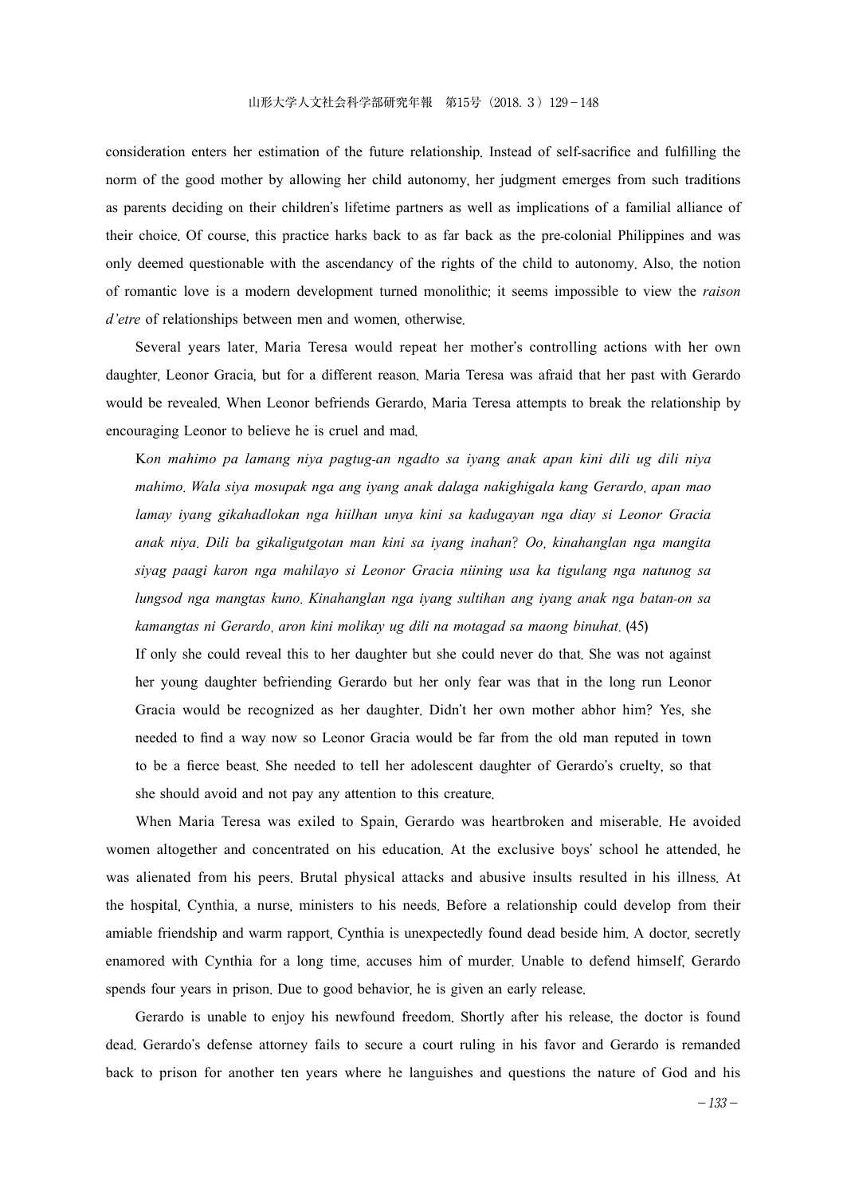consideration enters her estimation of the future relationship. Instead of self-sacrifice and fulfilling the norm of the good mother by allowing her child autonomy, her judgment emerges from such traditions as parents deciding on their children's lifetime partners as well as implications of a familial alliance of their choice. Of course, this practice harks back to as far back as the pre-colonial Philippines and was only deemed questionable with the ascendancy of the rights of the child to autonomy. Also, the notion of romantic love is a modern development turned monolithic; it seems impossible to view the *raison d'etre* of relationships between men and women, otherwise.

Several years later, Maria Teresa would repeat her mother's controlling actions with her own daughter, Leonor Gracia, but for a different reason. Maria Teresa was afraid that her past with Gerardo would be revealed. When Leonor befriends Gerardo, Maria Teresa attempts to break the relationship by encouraging Leonor to believe he is cruel and mad.

> K*on mahimo pa lamang niya pagtug-an ngadto sa iyang anak apan kini dili ug dili niya mahimo. Wala siya mosupak nga ang iyang anak dalaga nakighigala kang Gerardo, apan mao lamay iyang gikahadlokan nga hiilhan unya kini sa kadugayan nga diay si Leonor Gracia anak niya. Dili ba gikaligutgotan man kini sa iyang inahan? Oo, kinahanglan nga mangita siyag paagi karon nga mahilayo si Leonor Gracia niining usa ka tigulang nga natunog sa lungsod nga mangtas kuno. Kinahanglan nga iyang sultihan ang iyang anak nga batan-on sa kamangtas ni Gerardo, aron kini molikay ug dili na motagad sa maong binuhat.* (45)
>
> If only she could reveal this to her daughter but she could never do that. She was not against her young daughter befriending Gerardo but her only fear was that in the long run Leonor Gracia would be recognized as her daughter. Didn't her own mother abhor him? Yes, she needed to find a way now so Leonor Gracia would be far from the old man reputed in town to be a fierce beast. She needed to tell her adolescent daughter of Gerardo's cruelty, so that she should avoid and not pay any attention to this creature.

When Maria Teresa was exiled to Spain, Gerardo was heartbroken and miserable. He avoided women altogether and concentrated on his education. At the exclusive boys' school he attended, he was alienated from his peers. Brutal physical attacks and abusive insults resulted in his illness. At the hospital, Cynthia, a nurse, ministers to his needs. Before a relationship could develop from their amiable friendship and warm rapport, Cynthia is unexpectedly found dead beside him. A doctor, secretly enamored with Cynthia for a long time, accuses him of murder. Unable to defend himself, Gerardo spends four years in prison. Due to good behavior, he is given an early release.

Gerardo is unable to enjoy his newfound freedom. Shortly after his release, the doctor is found dead. Gerardo's defense attorney fails to secure a court ruling in his favor and Gerardo is remanded back to prison for another ten years where he languishes and questions the nature of God and his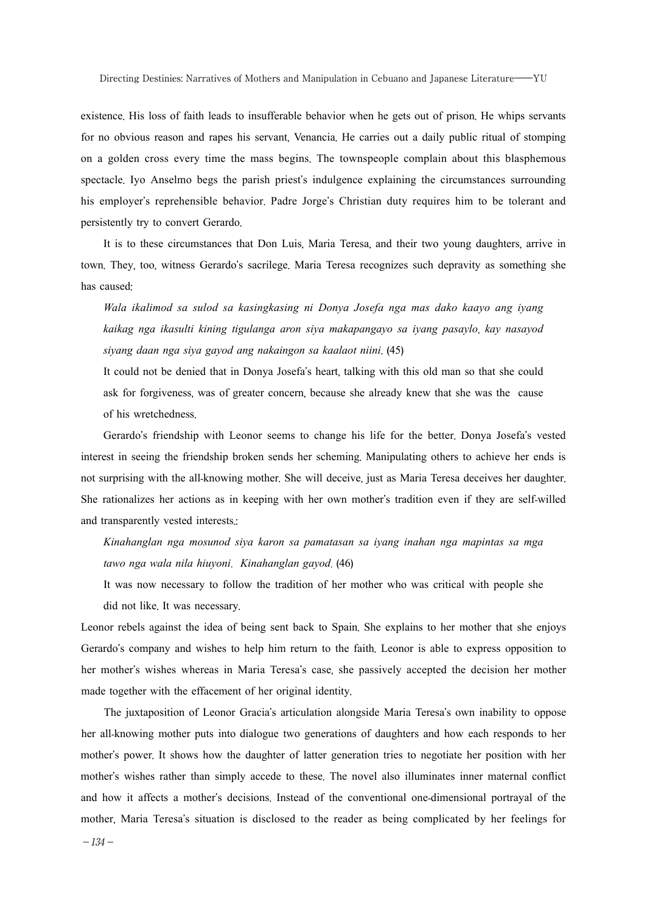existence. His loss of faith leads to insufferable behavior when he gets out of prison. He whips servants for no obvious reason and rapes his servant, Venancia. He carries out a daily public ritual of stomping on a golden cross every time the mass begins. The townspeople complain about this blasphemous spectacle. Iyo Anselmo begs the parish priest's indulgence explaining the circumstances surrounding his employer's reprehensible behavior. Padre Jorge's Christian duty requires him to be tolerant and persistently try to convert Gerardo.

It is to these circumstances that Don Luis, Maria Teresa, and their two young daughters, arrive in town. They, too, witness Gerardo's sacrilege. Maria Teresa recognizes such depravity as something she has caused:

> *Wala ikalimod sa sulod sa kasingkasing ni Donya Josefa nga mas dako kaayo ang iyang kaikag nga ikasulti kining tigulanga aron siya makapangayo sa iyang pasaylo, kay nasayod siyang daan nga siya gayod ang nakaingon sa kaalaot niini.* (45)
>
> It could not be denied that in Donya Josefa's heart, talking with this old man so that she could ask for forgiveness, was of greater concern, because she already knew that she was the cause of his wretchedness.

Gerardo's friendship with Leonor seems to change his life for the better. Donya Josefa's vested interest in seeing the friendship broken sends her scheming. Manipulating others to achieve her ends is not surprising with the all-knowing mother. She will deceive, just as Maria Teresa deceives her daughter. She rationalizes her actions as in keeping with her own mother's tradition even if they are self-willed and transparently vested interests.:

> *Kinahanglan nga mosunod siya karon sa pamatasan sa iyang inahan nga mapintas sa mga tawo nga wala nila hiuyoni. Kinahanglan gayod.* (46)
>
> It was now necessary to follow the tradition of her mother who was critical with people she did not like. It was necessary.

Leonor rebels against the idea of being sent back to Spain. She explains to her mother that she enjoys Gerardo's company and wishes to help him return to the faith. Leonor is able to express opposition to her mother's wishes whereas in Maria Teresa's case, she passively accepted the decision her mother made together with the effacement of her original identity.

The juxtaposition of Leonor Gracia's articulation alongside Maria Teresa's own inability to oppose her all-knowing mother puts into dialogue two generations of daughters and how each responds to her mother's power. It shows how the daughter of latter generation tries to negotiate her position with her mother's wishes rather than simply accede to these. The novel also illuminates inner maternal conflict and how it affects a mother's decisions. Instead of the conventional one-dimensional portrayal of the mother, Maria Teresa's situation is disclosed to the reader as being complicated by her feelings for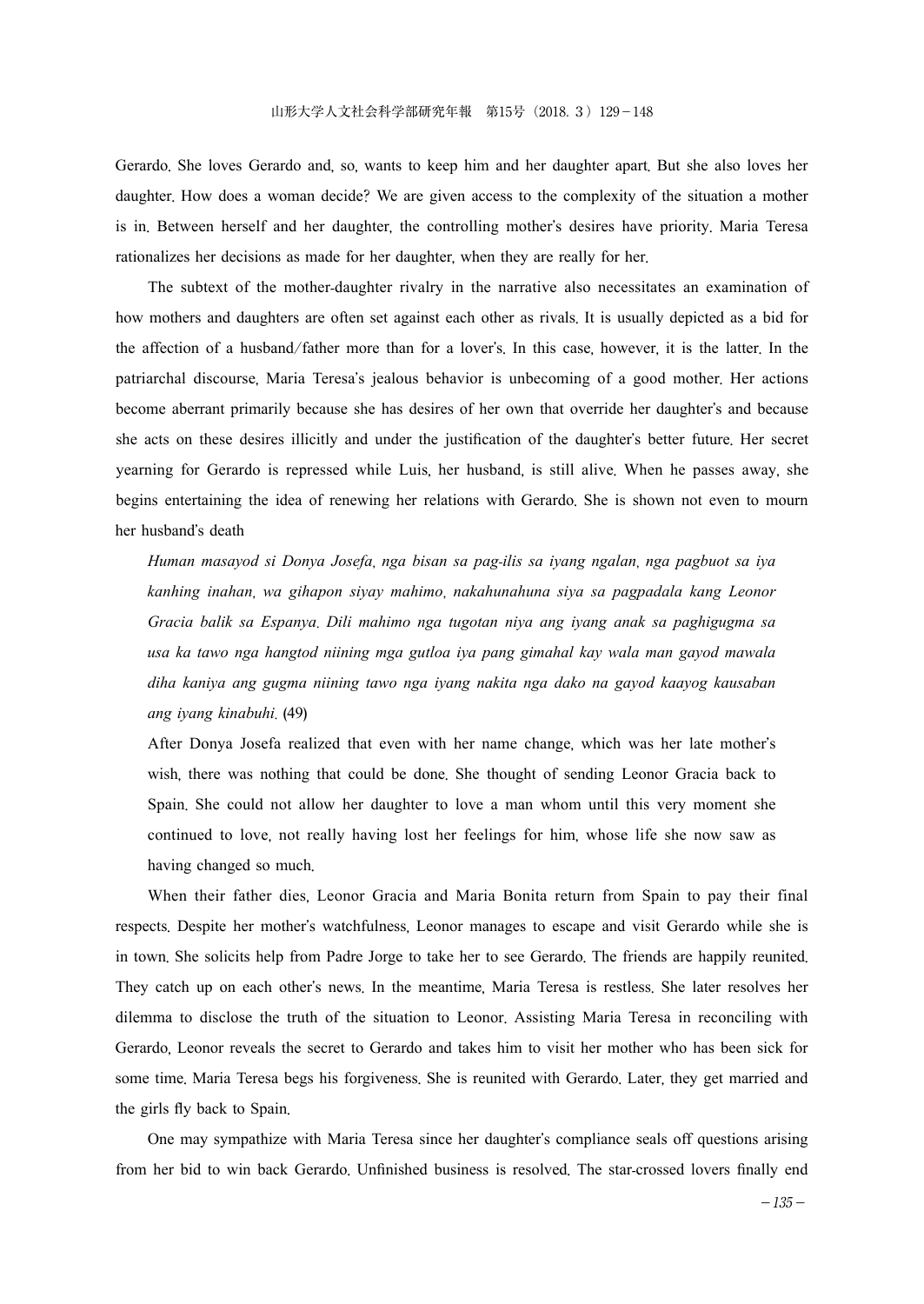Gerardo. She loves Gerardo and, so, wants to keep him and her daughter apart. But she also loves her daughter. How does a woman decide? We are given access to the complexity of the situation a mother is in. Between herself and her daughter, the controlling mother's desires have priority. Maria Teresa rationalizes her decisions as made for her daughter, when they are really for her.

The subtext of the mother-daughter rivalry in the narrative also necessitates an examination of how mothers and daughters are often set against each other as rivals. It is usually depicted as a bid for the affection of a husband/father more than for a lover's. In this case, however, it is the latter. In the patriarchal discourse, Maria Teresa's jealous behavior is unbecoming of a good mother. Her actions become aberrant primarily because she has desires of her own that override her daughter's and because she acts on these desires illicitly and under the justification of the daughter's better future. Her secret yearning for Gerardo is repressed while Luis, her husband, is still alive. When he passes away, she begins entertaining the idea of renewing her relations with Gerardo. She is shown not even to mourn her husband's death

> *Human masayod si Donya Josefa, nga bisan sa pag-ilis sa iyang ngalan, nga pagbuot sa iya kanhing inahan, wa gihapon siyay mahimo, nakahunahuna siya sa pagpadala kang Leonor Gracia balik sa Espanya. Dili mahimo nga tugotan niya ang iyang anak sa paghigugma sa usa ka tawo nga hangtod niining mga gutloa iya pang gimahal kay wala man gayod mawala diha kaniya ang gugma niining tawo nga iyang nakita nga dako na gayod kaayog kausaban ang iyang kinabuhi.* (49)
>
> After Donya Josefa realized that even with her name change, which was her late mother's wish, there was nothing that could be done. She thought of sending Leonor Gracia back to Spain. She could not allow her daughter to love a man whom until this very moment she continued to love, not really having lost her feelings for him, whose life she now saw as having changed so much.

When their father dies, Leonor Gracia and Maria Bonita return from Spain to pay their final respects. Despite her mother's watchfulness, Leonor manages to escape and visit Gerardo while she is in town. She solicits help from Padre Jorge to take her to see Gerardo. The friends are happily reunited. They catch up on each other's news. In the meantime, Maria Teresa is restless. She later resolves her dilemma to disclose the truth of the situation to Leonor. Assisting Maria Teresa in reconciling with Gerardo, Leonor reveals the secret to Gerardo and takes him to visit her mother who has been sick for some time. Maria Teresa begs his forgiveness. She is reunited with Gerardo. Later, they get married and the girls fly back to Spain.

One may sympathize with Maria Teresa since her daughter's compliance seals off questions arising from her bid to win back Gerardo. Unfinished business is resolved. The star-crossed lovers finally end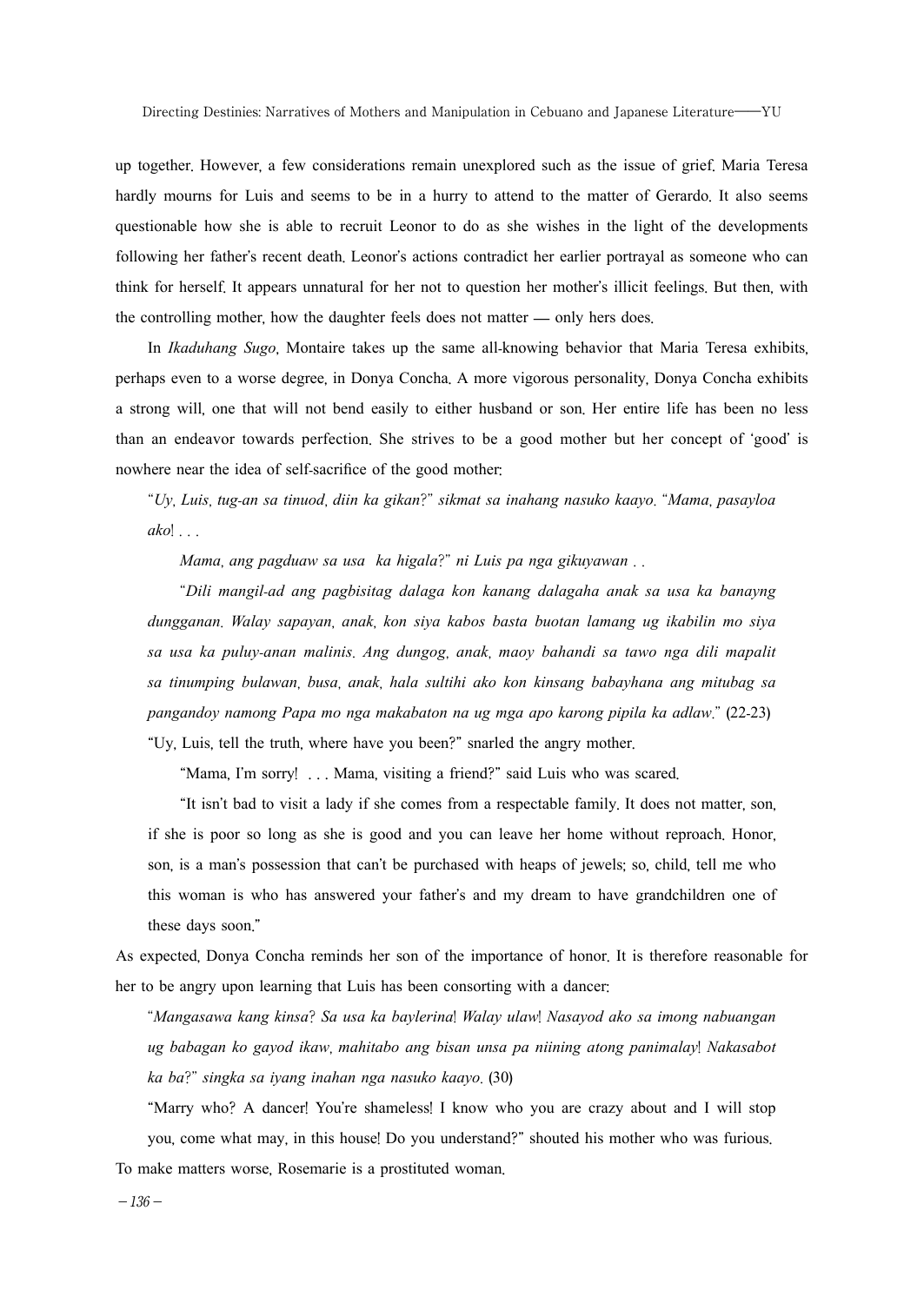up together. However, a few considerations remain unexplored such as the issue of grief. Maria Teresa hardly mourns for Luis and seems to be in a hurry to attend to the matter of Gerardo. It also seems questionable how she is able to recruit Leonor to do as she wishes in the light of the developments following her father's recent death. Leonor's actions contradict her earlier portrayal as someone who can think for herself. It appears unnatural for her not to question her mother's illicit feelings. But then, with the controlling mother, how the daughter feels does not matter — only hers does.

In *Ikaduhang Sugo*, Montaire takes up the same all-knowing behavior that Maria Teresa exhibits, perhaps even to a worse degree, in Donya Concha. A more vigorous personality, Donya Concha exhibits a strong will, one that will not bend easily to either husband or son. Her entire life has been no less than an endeavor towards perfection. She strives to be a good mother but her concept of 'good' is nowhere near the idea of self-sacrifice of the good mother:

> *"Uy, Luis, tug-an sa tinuod, diin ka gikan?" sikmat sa inahang nasuko kaayo. "Mama, pasayloa ako! . . .*
>
> *Mama, ang pagduaw sa usa ka higala?" ni Luis pa nga gikuyawan . .*
>
> *"Dili mangil-ad ang pagbisitag dalaga kon kanang dalagaha anak sa usa ka banayng dungganan. Walay sapayan, anak, kon siya kabos basta buotan lamang ug ikabilin mo siya sa usa ka puluy-anan malinis. Ang dungog, anak, maoy bahandi sa tawo nga dili mapalit sa tinumping bulawan, busa, anak, hala sultihi ako kon kinsang babayhana ang mitubag sa pangandoy namong Papa mo nga makabaton na ug mga apo karong pipila ka adlaw."* (22-23)
>
> "Uy, Luis, tell the truth, where have you been?" snarled the angry mother.
>
> "Mama, I'm sorry! . . . Mama, visiting a friend?" said Luis who was scared.
>
> "It isn't bad to visit a lady if she comes from a respectable family. It does not matter, son, if she is poor so long as she is good and you can leave her home without reproach. Honor, son, is a man's possession that can't be purchased with heaps of jewels; so, child, tell me who this woman is who has answered your father's and my dream to have grandchildren one of these days soon."

As expected, Donya Concha reminds her son of the importance of honor. It is therefore reasonable for her to be angry upon learning that Luis has been consorting with a dancer:

> *"Mangasawa kang kinsa? Sa usa ka baylerina! Walay ulaw! Nasayod ako sa imong nabuangan ug babagan ko gayod ikaw, mahitabo ang bisan unsa pa niining atong panimalay! Nakasabot ka ba?" singka sa iyang inahan nga nasuko kaayo.* (30)
>
> "Marry who? A dancer! You're shameless! I know who you are crazy about and I will stop you, come what may, in this house! Do you understand?" shouted his mother who was furious.

To make matters worse, Rosemarie is a prostituted woman.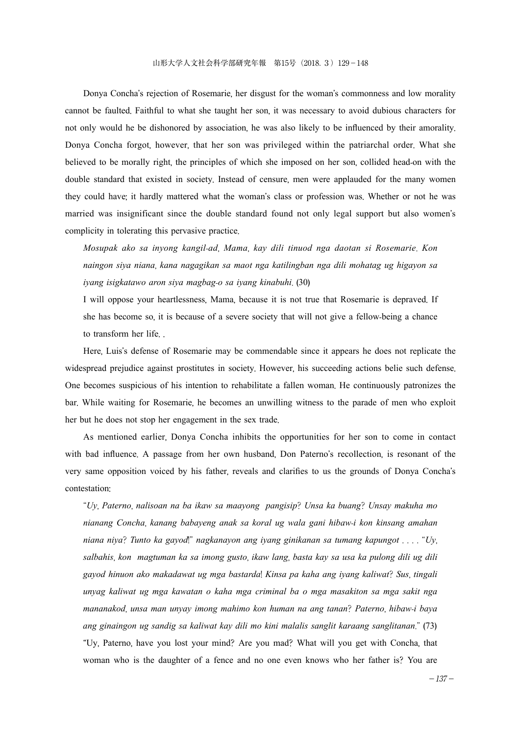Donya Concha's rejection of Rosemarie, her disgust for the woman's commonness and low morality cannot be faulted. Faithful to what she taught her son, it was necessary to avoid dubious characters for not only would he be dishonored by association, he was also likely to be influenced by their amorality. Donya Concha forgot, however, that her son was privileged within the patriarchal order. What she believed to be morally right, the principles of which she imposed on her son, collided head-on with the double standard that existed in society. Instead of censure, men were applauded for the many women they could have; it hardly mattered what the woman's class or profession was. Whether or not he was married was insignificant since the double standard found not only legal support but also women's complicity in tolerating this pervasive practice.

> *Mosupak ako sa inyong kangil-ad, Mama, kay dili tinuod nga daotan si Rosemarie. Kon naingon siya niana, kana nagagikan sa maot nga katilingban nga dili mohatag ug higayon sa iyang isigkatawo aron siya magbag-o sa iyang kinabuhi.* (30)
>
> I will oppose your heartlessness, Mama, because it is not true that Rosemarie is depraved. If she has become so, it is because of a severe society that will not give a fellow-being a chance to transform her life. .

Here, Luis's defense of Rosemarie may be commendable since it appears he does not replicate the widespread prejudice against prostitutes in society. However, his succeeding actions belie such defense. One becomes suspicious of his intention to rehabilitate a fallen woman. He continuously patronizes the bar. While waiting for Rosemarie, he becomes an unwilling witness to the parade of men who exploit her but he does not stop her engagement in the sex trade.

As mentioned earlier, Donya Concha inhibits the opportunities for her son to come in contact with bad influence. A passage from her own husband, Don Paterno's recollection, is resonant of the very same opposition voiced by his father, reveals and clarifies to us the grounds of Donya Concha's contestation:

> "*Uy, Paterno, nalisoan na ba ikaw sa maayong pangisip? Unsa ka buang? Unsay makuha mo nianang Concha, kanang babayeng anak sa koral ug wala gani hibaw-i kon kinsang amahan niana niya? Tunto ka gayod!*" *nagkanayon ang iyang ginikanan sa tumang kapungot* . . . . "*Uy, salbahis, kon magtuman ka sa imong gusto, ikaw lang, basta kay sa usa ka pulong dili ug dili gayod hinuon ako makadawat ug mga bastarda! Kinsa pa kaha ang iyang kaliwat? Sus, tingali unyag kaliwat ug mga kawatan o kaha mga criminal ba o mga masakiton sa mga sakit nga mananakod, unsa man unyay imong mahimo kon human na ang tanan? Paterno, hibaw-i baya ang ginaingon ug sandig sa kaliwat kay dili mo kini malalis sanglit karaang sanglitanan.*" (73)
>
> "Uy, Paterno, have you lost your mind? Are you mad? What will you get with Concha, that woman who is the daughter of a fence and no one even knows who her father is? You are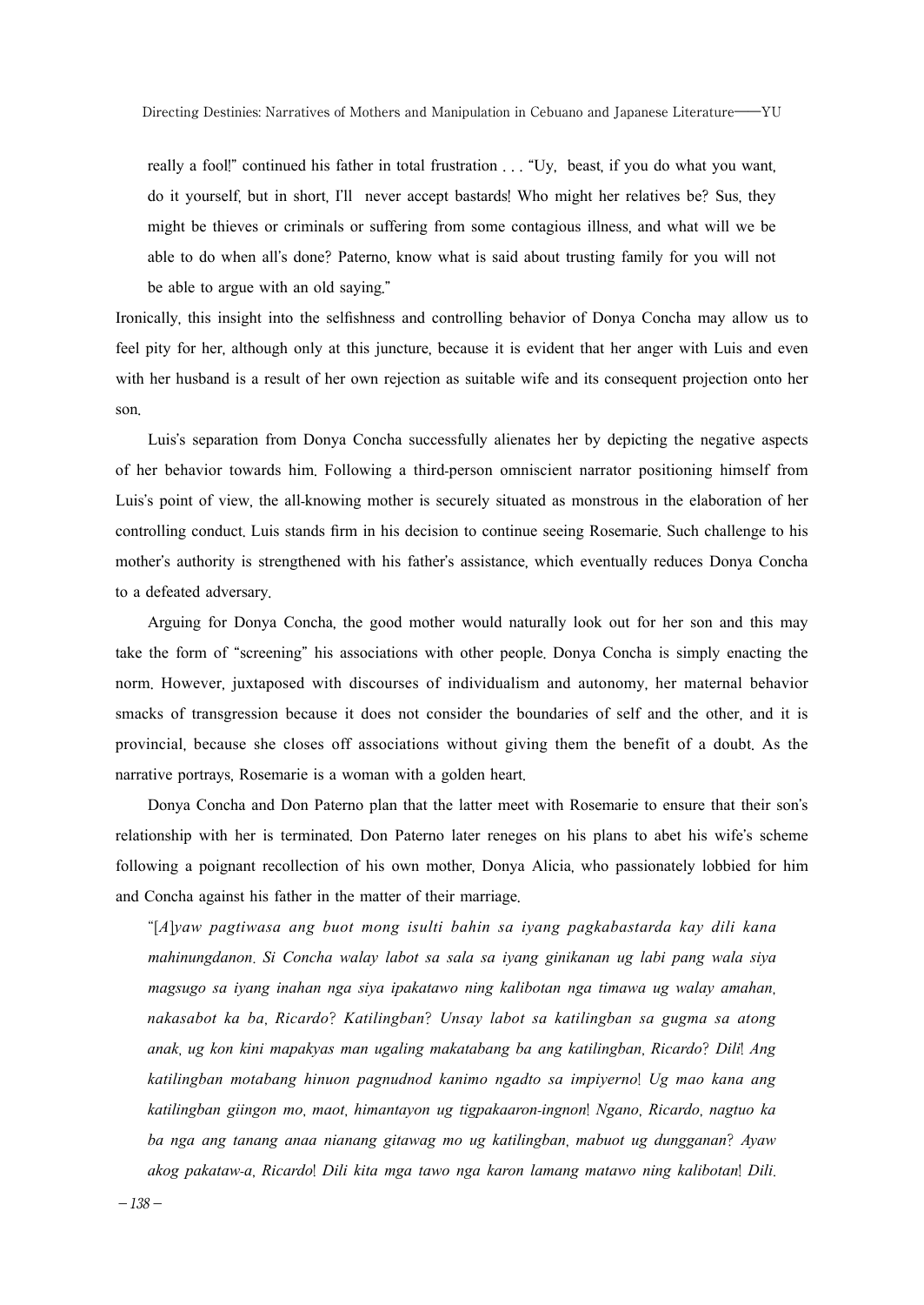really a fool!" continued his father in total frustration . . . "Uy, beast, if you do what you want, do it yourself, but in short, I'll never accept bastards! Who might her relatives be? Sus, they might be thieves or criminals or suffering from some contagious illness, and what will we be able to do when all's done? Paterno, know what is said about trusting family for you will not be able to argue with an old saying."

Ironically, this insight into the selfishness and controlling behavior of Donya Concha may allow us to feel pity for her, although only at this juncture, because it is evident that her anger with Luis and even with her husband is a result of her own rejection as suitable wife and its consequent projection onto her son.

Luis's separation from Donya Concha successfully alienates her by depicting the negative aspects of her behavior towards him. Following a third-person omniscient narrator positioning himself from Luis's point of view, the all-knowing mother is securely situated as monstrous in the elaboration of her controlling conduct. Luis stands firm in his decision to continue seeing Rosemarie. Such challenge to his mother's authority is strengthened with his father's assistance, which eventually reduces Donya Concha to a defeated adversary.

Arguing for Donya Concha, the good mother would naturally look out for her son and this may take the form of "screening" his associations with other people. Donya Concha is simply enacting the norm. However, juxtaposed with discourses of individualism and autonomy, her maternal behavior smacks of transgression because it does not consider the boundaries of self and the other, and it is provincial, because she closes off associations without giving them the benefit of a doubt. As the narrative portrays, Rosemarie is a woman with a golden heart.

Donya Concha and Don Paterno plan that the latter meet with Rosemarie to ensure that their son's relationship with her is terminated. Don Paterno later reneges on his plans to abet his wife's scheme following a poignant recollection of his own mother, Donya Alicia, who passionately lobbied for him and Concha against his father in the matter of their marriage.

"[A]*yaw pagtiwasa ang buot mong isulti bahin sa iyang pagkabastarda kay dili kana mahinungdanon. Si Concha walay labot sa sala sa iyang ginikanan ug labi pang wala siya magsugo sa iyang inahan nga siya ipakatawo ning kalibotan nga timawa ug walay amahan, nakasabot ka ba, Ricardo? Katilingban? Unsay labot sa katilingban sa gugma sa atong anak, ug kon kini mapakyas man ugaling makatabang ba ang katilingban, Ricardo? Dili! Ang katilingban motabang hinuon pagnudnod kanimo ngadto sa impiyerno! Ug mao kana ang katilingban giingon mo, maot, himantayon ug tigpakaaron-ingnon! Ngano, Ricardo, nagtuo ka ba nga ang tanang anaa nianang gitawag mo ug katilingban, mabuot ug dungganan? Ayaw akog pakataw-a, Ricardo! Dili kita mga tawo nga karon lamang matawo ning kalibotan! Dili.*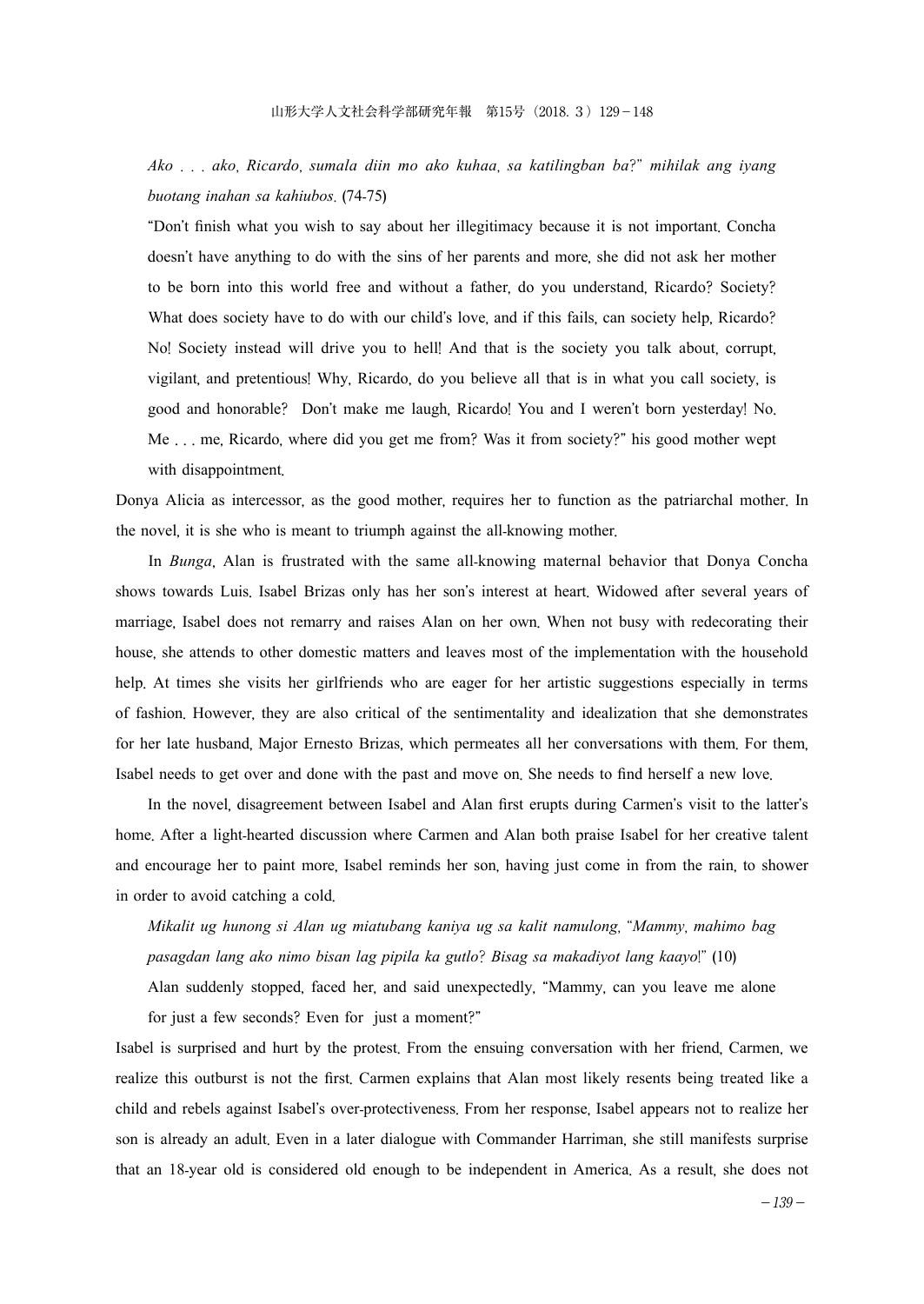*Ako . . . ako, Ricardo, sumala diin mo ako kuhaa, sa katilingban ba?" mihilak ang iyang buotang inahan sa kahiubos*. (74-75)

"Don't finish what you wish to say about her illegitimacy because it is not important. Concha doesn't have anything to do with the sins of her parents and more, she did not ask her mother to be born into this world free and without a father, do you understand, Ricardo? Society? What does society have to do with our child's love, and if this fails, can society help, Ricardo? No! Society instead will drive you to hell! And that is the society you talk about, corrupt, vigilant, and pretentious! Why, Ricardo, do you believe all that is in what you call society, is good and honorable? Don't make me laugh, Ricardo! You and I weren't born yesterday! No. Me . . . me, Ricardo, where did you get me from? Was it from society?" his good mother wept with disappointment.

Donya Alicia as intercessor, as the good mother, requires her to function as the patriarchal mother. In the novel, it is she who is meant to triumph against the all-knowing mother.

In *Bunga*, Alan is frustrated with the same all-knowing maternal behavior that Donya Concha shows towards Luis. Isabel Brizas only has her son's interest at heart. Widowed after several years of marriage, Isabel does not remarry and raises Alan on her own. When not busy with redecorating their house, she attends to other domestic matters and leaves most of the implementation with the household help. At times she visits her girlfriends who are eager for her artistic suggestions especially in terms of fashion. However, they are also critical of the sentimentality and idealization that she demonstrates for her late husband, Major Ernesto Brizas, which permeates all her conversations with them. For them, Isabel needs to get over and done with the past and move on. She needs to find herself a new love.

In the novel, disagreement between Isabel and Alan first erupts during Carmen's visit to the latter's home. After a light-hearted discussion where Carmen and Alan both praise Isabel for her creative talent and encourage her to paint more, Isabel reminds her son, having just come in from the rain, to shower in order to avoid catching a cold.

*Mikalit ug hunong si Alan ug miatubang kaniya ug sa kalit namulong, "Mammy, mahimo bag pasagdan lang ako nimo bisan lag pipila ka gutlo? Bisag sa makadiyot lang kaayo!"* (10)

Alan suddenly stopped, faced her, and said unexpectedly, "Mammy, can you leave me alone for just a few seconds? Even for just a moment?"

Isabel is surprised and hurt by the protest. From the ensuing conversation with her friend, Carmen, we realize this outburst is not the first. Carmen explains that Alan most likely resents being treated like a child and rebels against Isabel's over-protectiveness. From her response, Isabel appears not to realize her son is already an adult. Even in a later dialogue with Commander Harriman, she still manifests surprise that an 18-year old is considered old enough to be independent in America. As a result, she does not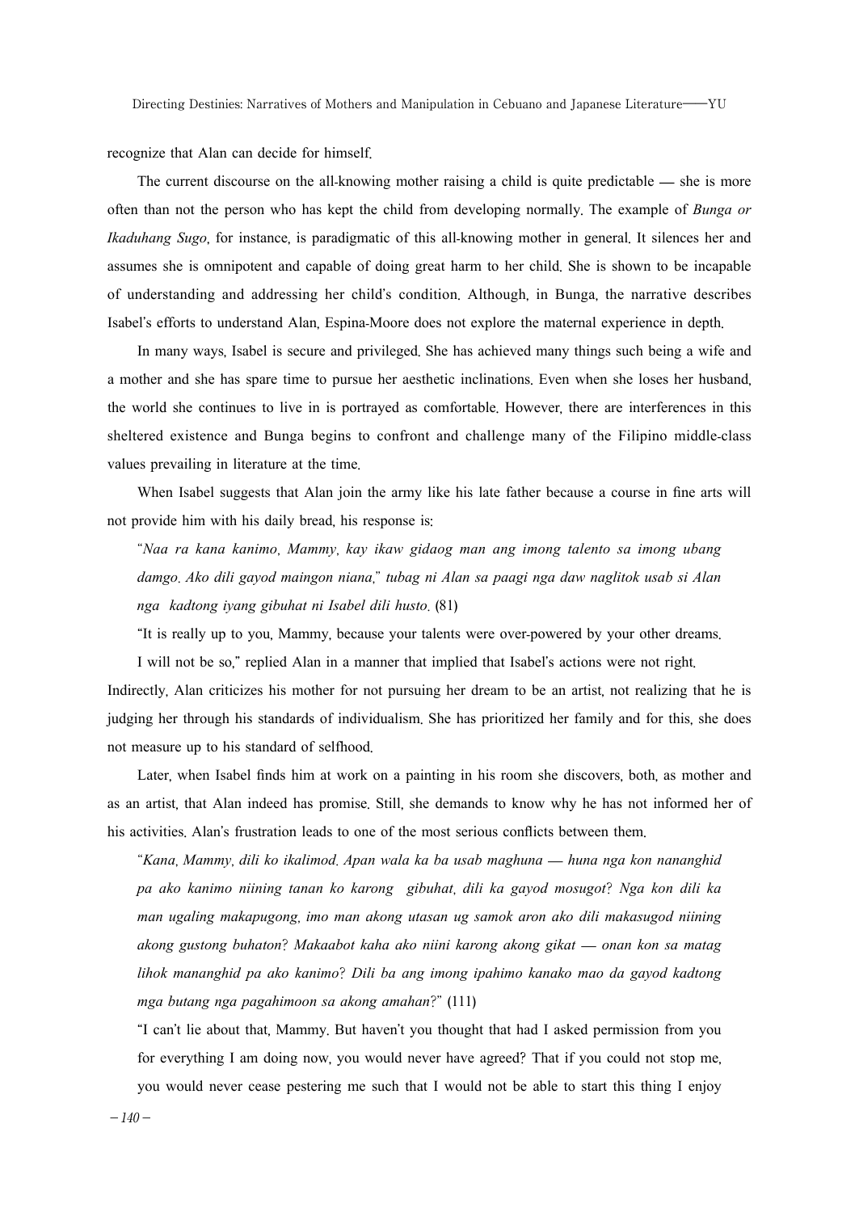recognize that Alan can decide for himself.

The current discourse on the all-knowing mother raising a child is quite predictable — she is more often than not the person who has kept the child from developing normally. The example of *Bunga or Ikaduhang Sugo*, for instance, is paradigmatic of this all-knowing mother in general. It silences her and assumes she is omnipotent and capable of doing great harm to her child. She is shown to be incapable of understanding and addressing her child's condition. Although, in Bunga, the narrative describes Isabel's efforts to understand Alan, Espina-Moore does not explore the maternal experience in depth.

In many ways, Isabel is secure and privileged. She has achieved many things such being a wife and a mother and she has spare time to pursue her aesthetic inclinations. Even when she loses her husband, the world she continues to live in is portrayed as comfortable. However, there are interferences in this sheltered existence and Bunga begins to confront and challenge many of the Filipino middle-class values prevailing in literature at the time.

When Isabel suggests that Alan join the army like his late father because a course in fine arts will not provide him with his daily bread, his response is:

> "*Naa ra kana kanimo, Mammy, kay ikaw gidaog man ang imong talento sa imong ubang damgo. Ako dili gayod maingon niana,*" *tubag ni Alan sa paagi nga daw naglitok usab si Alan nga kadtong iyang gibuhat ni Isabel dili husto.* (81)
>
> "It is really up to you, Mammy, because your talents were over-powered by your other dreams. I will not be so," replied Alan in a manner that implied that Isabel's actions were not right.

Indirectly, Alan criticizes his mother for not pursuing her dream to be an artist, not realizing that he is judging her through his standards of individualism. She has prioritized her family and for this, she does not measure up to his standard of selfhood.

Later, when Isabel finds him at work on a painting in his room she discovers, both, as mother and as an artist, that Alan indeed has promise. Still, she demands to know why he has not informed her of his activities. Alan's frustration leads to one of the most serious conflicts between them.

> "*Kana, Mammy, dili ko ikalimod. Apan wala ka ba usab maghuna — huna nga kon nananghid pa ako kanimo niining tanan ko karong gibuhat, dili ka gayod mosugot? Nga kon dili ka man ugaling makapugong, imo man akong utasan ug samok aron ako dili makasugod niining akong gustong buhaton? Makaabot kaha ako niini karong akong gikat — onan kon sa matag lihok mananghid pa ako kanimo? Dili ba ang imong ipahimo kanako mao da gayod kadtong mga butang nga pagahimoon sa akong amahan?*" (111)
>
> "I can't lie about that, Mammy. But haven't you thought that had I asked permission from you for everything I am doing now, you would never have agreed? That if you could not stop me, you would never cease pestering me such that I would not be able to start this thing I enjoy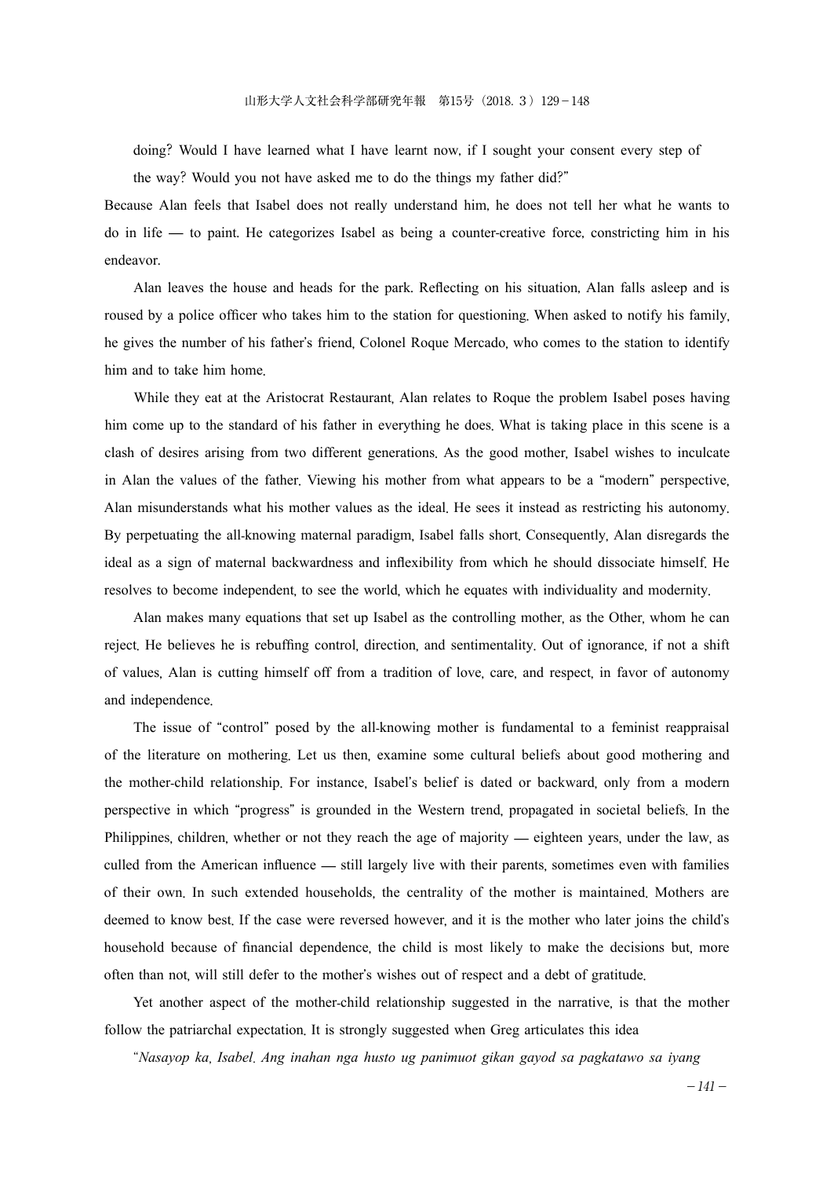doing? Would I have learned what I have learnt now, if I sought your consent every step of the way? Would you not have asked me to do the things my father did?"

Because Alan feels that Isabel does not really understand him, he does not tell her what he wants to do in life — to paint. He categorizes Isabel as being a counter-creative force, constricting him in his endeavor.

Alan leaves the house and heads for the park. Reflecting on his situation, Alan falls asleep and is roused by a police officer who takes him to the station for questioning. When asked to notify his family, he gives the number of his father's friend, Colonel Roque Mercado, who comes to the station to identify him and to take him home.

While they eat at the Aristocrat Restaurant, Alan relates to Roque the problem Isabel poses having him come up to the standard of his father in everything he does. What is taking place in this scene is a clash of desires arising from two different generations. As the good mother, Isabel wishes to inculcate in Alan the values of the father. Viewing his mother from what appears to be a "modern" perspective, Alan misunderstands what his mother values as the ideal. He sees it instead as restricting his autonomy. By perpetuating the all-knowing maternal paradigm, Isabel falls short. Consequently, Alan disregards the ideal as a sign of maternal backwardness and inflexibility from which he should dissociate himself. He resolves to become independent, to see the world, which he equates with individuality and modernity.

Alan makes many equations that set up Isabel as the controlling mother, as the Other, whom he can reject. He believes he is rebuffing control, direction, and sentimentality. Out of ignorance, if not a shift of values, Alan is cutting himself off from a tradition of love, care, and respect, in favor of autonomy and independence.

The issue of "control" posed by the all-knowing mother is fundamental to a feminist reappraisal of the literature on mothering. Let us then, examine some cultural beliefs about good mothering and the mother-child relationship. For instance, Isabel's belief is dated or backward, only from a modern perspective in which "progress" is grounded in the Western trend, propagated in societal beliefs. In the Philippines, children, whether or not they reach the age of majority — eighteen years, under the law, as culled from the American influence — still largely live with their parents, sometimes even with families of their own. In such extended households, the centrality of the mother is maintained. Mothers are deemed to know best. If the case were reversed however, and it is the mother who later joins the child's household because of financial dependence, the child is most likely to make the decisions but, more often than not, will still defer to the mother's wishes out of respect and a debt of gratitude.

Yet another aspect of the mother-child relationship suggested in the narrative, is that the mother follow the patriarchal expectation. It is strongly suggested when Greg articulates this idea

"*Nasayop ka, Isabel. Ang inahan nga husto ug panimuot gikan gayod sa pagkatawo sa iyang*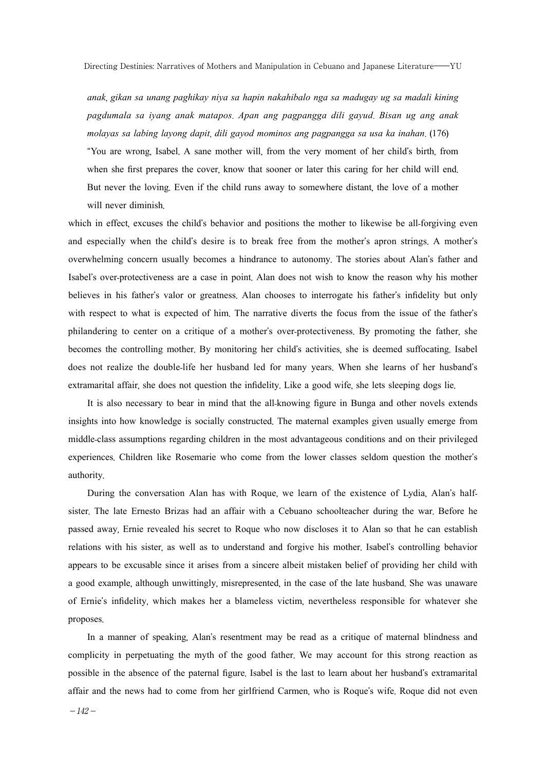*anak, gikan sa unang paghikay niya sa hapin nakahibalo nga sa madugay ug sa madali kining pagdumala sa iyang anak matapos. Apan ang pagpangga dili gayud. Bisan ug ang anak molayas sa labing layong dapit, dili gayod mominos ang pagpangga sa usa ka inahan.* (176)

"You are wrong, Isabel. A sane mother will, from the very moment of her child's birth, from when she first prepares the cover, know that sooner or later this caring for her child will end. But never the loving. Even if the child runs away to somewhere distant, the love of a mother will never diminish.

which in effect, excuses the child's behavior and positions the mother to likewise be all-forgiving even and especially when the child's desire is to break free from the mother's apron strings. A mother's overwhelming concern usually becomes a hindrance to autonomy. The stories about Alan's father and Isabel's over-protectiveness are a case in point. Alan does not wish to know the reason why his mother believes in his father's valor or greatness. Alan chooses to interrogate his father's infidelity but only with respect to what is expected of him. The narrative diverts the focus from the issue of the father's philandering to center on a critique of a mother's over-protectiveness. By promoting the father, she becomes the controlling mother. By monitoring her child's activities, she is deemed suffocating. Isabel does not realize the double-life her husband led for many years. When she learns of her husband's extramarital affair, she does not question the infidelity. Like a good wife, she lets sleeping dogs lie.

It is also necessary to bear in mind that the all-knowing figure in Bunga and other novels extends insights into how knowledge is socially constructed. The maternal examples given usually emerge from middle-class assumptions regarding children in the most advantageous conditions and on their privileged experiences. Children like Rosemarie who come from the lower classes seldom question the mother's authority.

During the conversation Alan has with Roque, we learn of the existence of Lydia, Alan's half-sister. The late Ernesto Brizas had an affair with a Cebuano schoolteacher during the war. Before he passed away, Ernie revealed his secret to Roque who now discloses it to Alan so that he can establish relations with his sister, as well as to understand and forgive his mother. Isabel's controlling behavior appears to be excusable since it arises from a sincere albeit mistaken belief of providing her child with a good example, although unwittingly, misrepresented, in the case of the late husband. She was unaware of Ernie's infidelity, which makes her a blameless victim, nevertheless responsible for whatever she proposes.

In a manner of speaking, Alan's resentment may be read as a critique of maternal blindness and complicity in perpetuating the myth of the good father. We may account for this strong reaction as possible in the absence of the paternal figure. Isabel is the last to learn about her husband's extramarital affair and the news had to come from her girlfriend Carmen, who is Roque's wife. Roque did not even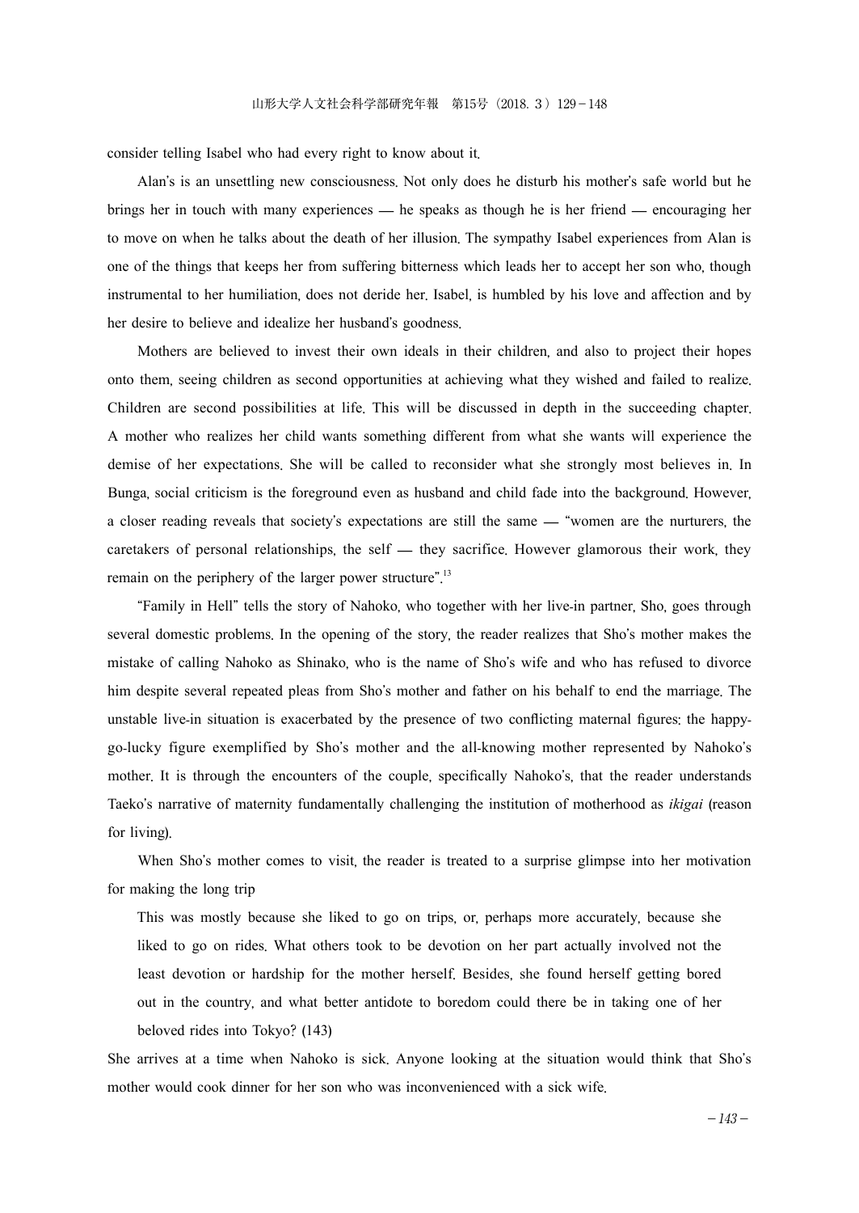consider telling Isabel who had every right to know about it.

Alan's is an unsettling new consciousness. Not only does he disturb his mother's safe world but he brings her in touch with many experiences — he speaks as though he is her friend — encouraging her to move on when he talks about the death of her illusion. The sympathy Isabel experiences from Alan is one of the things that keeps her from suffering bitterness which leads her to accept her son who, though instrumental to her humiliation, does not deride her. Isabel, is humbled by his love and affection and by her desire to believe and idealize her husband's goodness.

Mothers are believed to invest their own ideals in their children, and also to project their hopes onto them, seeing children as second opportunities at achieving what they wished and failed to realize. Children are second possibilities at life. This will be discussed in depth in the succeeding chapter. A mother who realizes her child wants something different from what she wants will experience the demise of her expectations. She will be called to reconsider what she strongly most believes in. In Bunga, social criticism is the foreground even as husband and child fade into the background. However, a closer reading reveals that society's expectations are still the same — "women are the nurturers, the caretakers of personal relationships, the self — they sacrifice. However glamorous their work, they remain on the periphery of the larger power structure".[13]

"Family in Hell" tells the story of Nahoko, who together with her live-in partner, Sho, goes through several domestic problems. In the opening of the story, the reader realizes that Sho's mother makes the mistake of calling Nahoko as Shinako, who is the name of Sho's wife and who has refused to divorce him despite several repeated pleas from Sho's mother and father on his behalf to end the marriage. The unstable live-in situation is exacerbated by the presence of two conflicting maternal figures: the happy-go-lucky figure exemplified by Sho's mother and the all-knowing mother represented by Nahoko's mother. It is through the encounters of the couple, specifically Nahoko's, that the reader understands Taeko's narrative of maternity fundamentally challenging the institution of motherhood as *ikigai* (reason for living).

When Sho's mother comes to visit, the reader is treated to a surprise glimpse into her motivation for making the long trip

> This was mostly because she liked to go on trips, or, perhaps more accurately, because she liked to go on rides. What others took to be devotion on her part actually involved not the least devotion or hardship for the mother herself. Besides, she found herself getting bored out in the country, and what better antidote to boredom could there be in taking one of her beloved rides into Tokyo? (143)

She arrives at a time when Nahoko is sick. Anyone looking at the situation would think that Sho's mother would cook dinner for her son who was inconvenienced with a sick wife.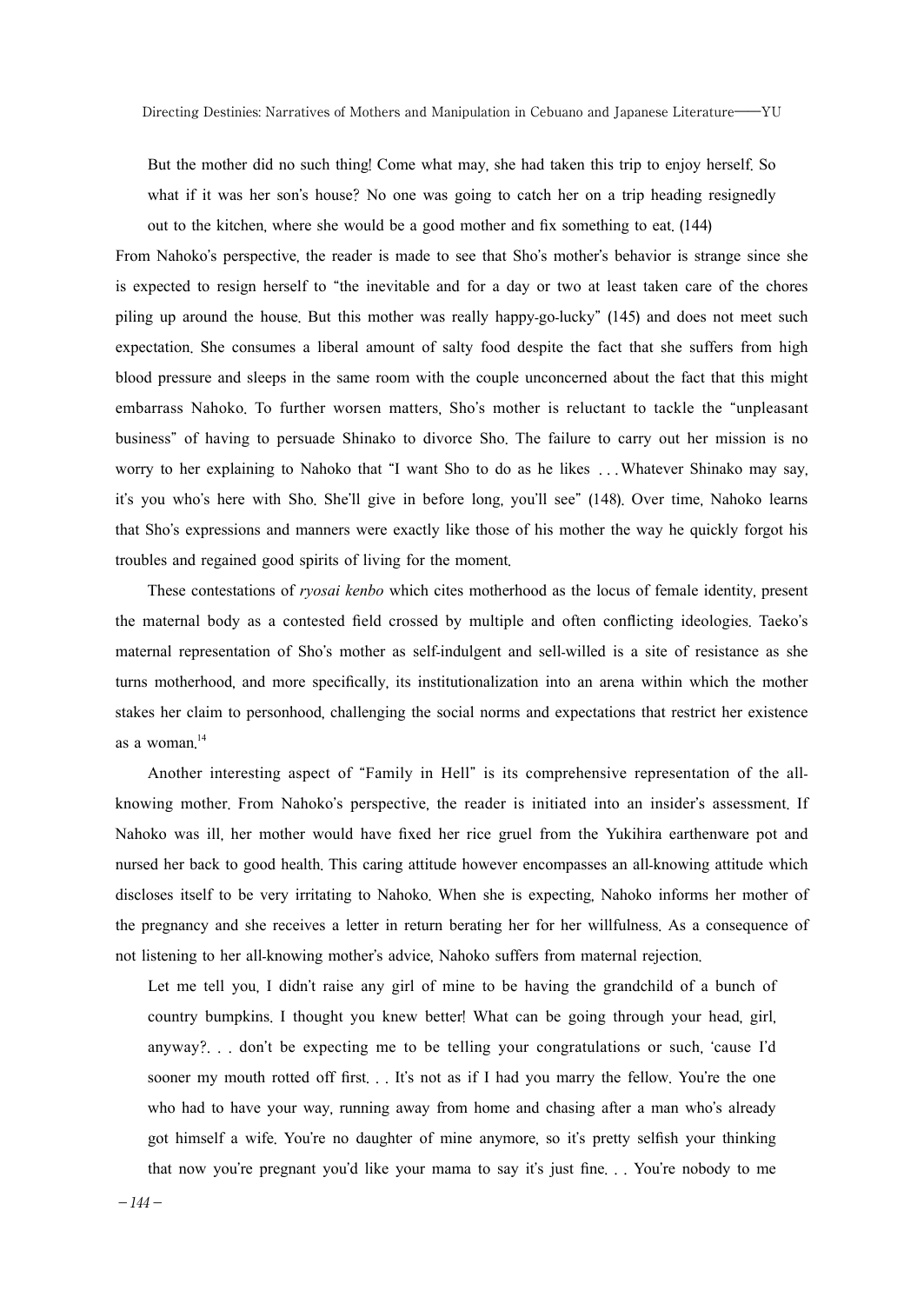But the mother did no such thing! Come what may, she had taken this trip to enjoy herself. So what if it was her son's house? No one was going to catch her on a trip heading resignedly out to the kitchen, where she would be a good mother and fix something to eat. (144)

From Nahoko's perspective, the reader is made to see that Sho's mother's behavior is strange since she is expected to resign herself to "the inevitable and for a day or two at least taken care of the chores piling up around the house. But this mother was really happy-go-lucky" (145) and does not meet such expectation. She consumes a liberal amount of salty food despite the fact that she suffers from high blood pressure and sleeps in the same room with the couple unconcerned about the fact that this might embarrass Nahoko. To further worsen matters, Sho's mother is reluctant to tackle the "unpleasant business" of having to persuade Shinako to divorce Sho. The failure to carry out her mission is no worry to her explaining to Nahoko that "I want Sho to do as he likes . . . Whatever Shinako may say, it's you who's here with Sho. She'll give in before long, you'll see" (148). Over time, Nahoko learns that Sho's expressions and manners were exactly like those of his mother the way he quickly forgot his troubles and regained good spirits of living for the moment.

These contestations of *ryosai kenbo* which cites motherhood as the locus of female identity, present the maternal body as a contested field crossed by multiple and often conflicting ideologies. Taeko's maternal representation of Sho's mother as self-indulgent and sell-willed is a site of resistance as she turns motherhood, and more specifically, its institutionalization into an arena within which the mother stakes her claim to personhood, challenging the social norms and expectations that restrict her existence as a woman.[14]

Another interesting aspect of "Family in Hell" is its comprehensive representation of the all-knowing mother. From Nahoko's perspective, the reader is initiated into an insider's assessment. If Nahoko was ill, her mother would have fixed her rice gruel from the Yukihira earthenware pot and nursed her back to good health. This caring attitude however encompasses an all-knowing attitude which discloses itself to be very irritating to Nahoko. When she is expecting, Nahoko informs her mother of the pregnancy and she receives a letter in return berating her for her willfulness. As a consequence of not listening to her all-knowing mother's advice, Nahoko suffers from maternal rejection.

Let me tell you, I didn't raise any girl of mine to be having the grandchild of a bunch of country bumpkins. I thought you knew better! What can be going through your head, girl, anyway?. . . don't be expecting me to be telling your congratulations or such, 'cause I'd sooner my mouth rotted off first. . . It's not as if I had you marry the fellow. You're the one who had to have your way, running away from home and chasing after a man who's already got himself a wife. You're no daughter of mine anymore, so it's pretty selfish your thinking that now you're pregnant you'd like your mama to say it's just fine. . . You're nobody to me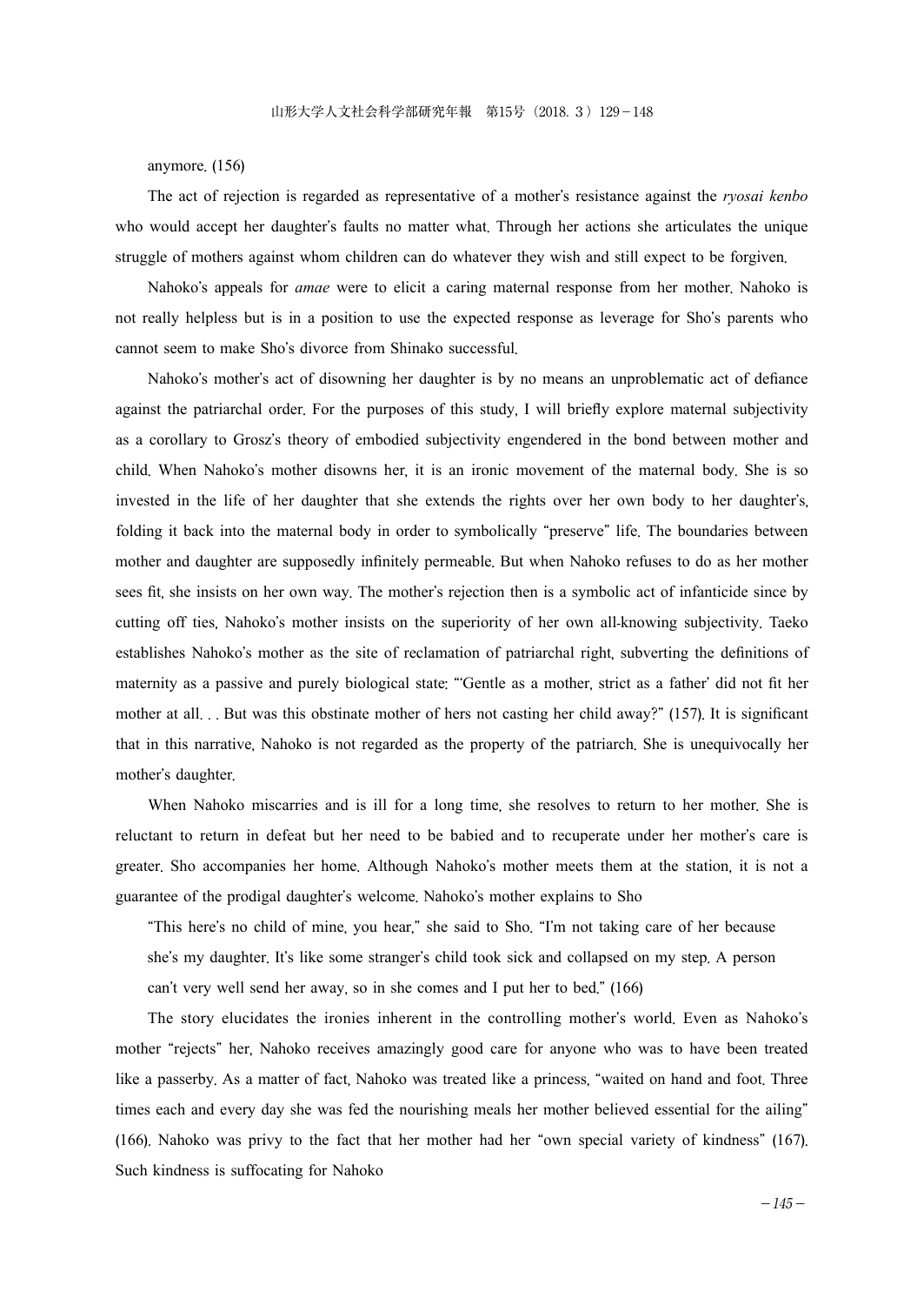anymore. (156)

The act of rejection is regarded as representative of a mother's resistance against the *ryosai kenbo* who would accept her daughter's faults no matter what. Through her actions she articulates the unique struggle of mothers against whom children can do whatever they wish and still expect to be forgiven.

Nahoko's appeals for *amae* were to elicit a caring maternal response from her mother. Nahoko is not really helpless but is in a position to use the expected response as leverage for Sho's parents who cannot seem to make Sho's divorce from Shinako successful.

Nahoko's mother's act of disowning her daughter is by no means an unproblematic act of defiance against the patriarchal order. For the purposes of this study, I will briefly explore maternal subjectivity as a corollary to Grosz's theory of embodied subjectivity engendered in the bond between mother and child. When Nahoko's mother disowns her, it is an ironic movement of the maternal body. She is so invested in the life of her daughter that she extends the rights over her own body to her daughter's, folding it back into the maternal body in order to symbolically "preserve" life. The boundaries between mother and daughter are supposedly infinitely permeable. But when Nahoko refuses to do as her mother sees fit, she insists on her own way. The mother's rejection then is a symbolic act of infanticide since by cutting off ties, Nahoko's mother insists on the superiority of her own all-knowing subjectivity. Taeko establishes Nahoko's mother as the site of reclamation of patriarchal right, subverting the definitions of maternity as a passive and purely biological state: "'Gentle as a mother, strict as a father' did not fit her mother at all. . . But was this obstinate mother of hers not casting her child away?" (157). It is significant that in this narrative, Nahoko is not regarded as the property of the patriarch. She is unequivocally her mother's daughter.

When Nahoko miscarries and is ill for a long time, she resolves to return to her mother. She is reluctant to return in defeat but her need to be babied and to recuperate under her mother's care is greater. Sho accompanies her home. Although Nahoko's mother meets them at the station, it is not a guarantee of the prodigal daughter's welcome. Nahoko's mother explains to Sho

> "This here's no child of mine, you hear," she said to Sho. "I'm not taking care of her because she's my daughter. It's like some stranger's child took sick and collapsed on my step. A person can't very well send her away, so in she comes and I put her to bed." (166)

The story elucidates the ironies inherent in the controlling mother's world. Even as Nahoko's mother "rejects" her, Nahoko receives amazingly good care for anyone who was to have been treated like a passerby. As a matter of fact, Nahoko was treated like a princess, "waited on hand and foot. Three times each and every day she was fed the nourishing meals her mother believed essential for the ailing" (166). Nahoko was privy to the fact that her mother had her "own special variety of kindness" (167). Such kindness is suffocating for Nahoko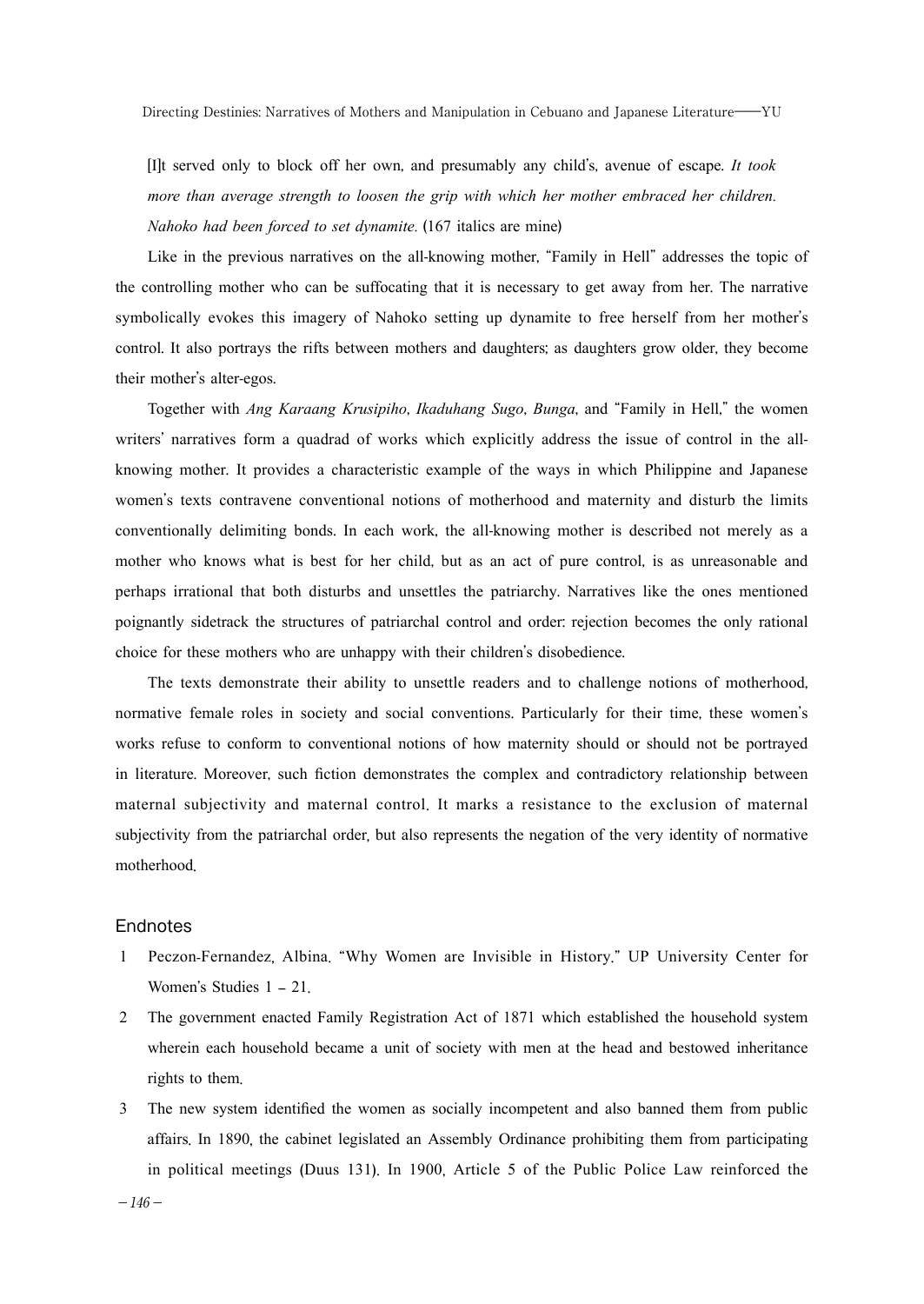> [I]t served only to block off her own, and presumably any child's, avenue of escape. *It took more than average strength to loosen the grip with which her mother embraced her children. Nahoko had been forced to set dynamite.* (167 italics are mine)

Like in the previous narratives on the all-knowing mother, "Family in Hell" addresses the topic of the controlling mother who can be suffocating that it is necessary to get away from her. The narrative symbolically evokes this imagery of Nahoko setting up dynamite to free herself from her mother's control. It also portrays the rifts between mothers and daughters; as daughters grow older, they become their mother's alter-egos.

Together with *Ang Karaang Krusipiho*, *Ikaduhang Sugo*, *Bunga*, and "Family in Hell," the women writers' narratives form a quadrad of works which explicitly address the issue of control in the all-knowing mother. It provides a characteristic example of the ways in which Philippine and Japanese women's texts contravene conventional notions of motherhood and maternity and disturb the limits conventionally delimiting bonds. In each work, the all-knowing mother is described not merely as a mother who knows what is best for her child, but as an act of pure control, is as unreasonable and perhaps irrational that both disturbs and unsettles the patriarchy. Narratives like the ones mentioned poignantly sidetrack the structures of patriarchal control and order: rejection becomes the only rational choice for these mothers who are unhappy with their children's disobedience.

The texts demonstrate their ability to unsettle readers and to challenge notions of motherhood, normative female roles in society and social conventions. Particularly for their time, these women's works refuse to conform to conventional notions of how maternity should or should not be portrayed in literature. Moreover, such fiction demonstrates the complex and contradictory relationship between maternal subjectivity and maternal control. It marks a resistance to the exclusion of maternal subjectivity from the patriarchal order, but also represents the negation of the very identity of normative motherhood.

## Endnotes

1 Peczon-Fernandez, Albina. "Why Women are Invisible in History." UP University Center for Women's Studies 1 – 21.

2 The government enacted Family Registration Act of 1871 which established the household system wherein each household became a unit of society with men at the head and bestowed inheritance rights to them.

3 The new system identified the women as socially incompetent and also banned them from public affairs. In 1890, the cabinet legislated an Assembly Ordinance prohibiting them from participating in political meetings (Duus 131). In 1900, Article 5 of the Public Police Law reinforced the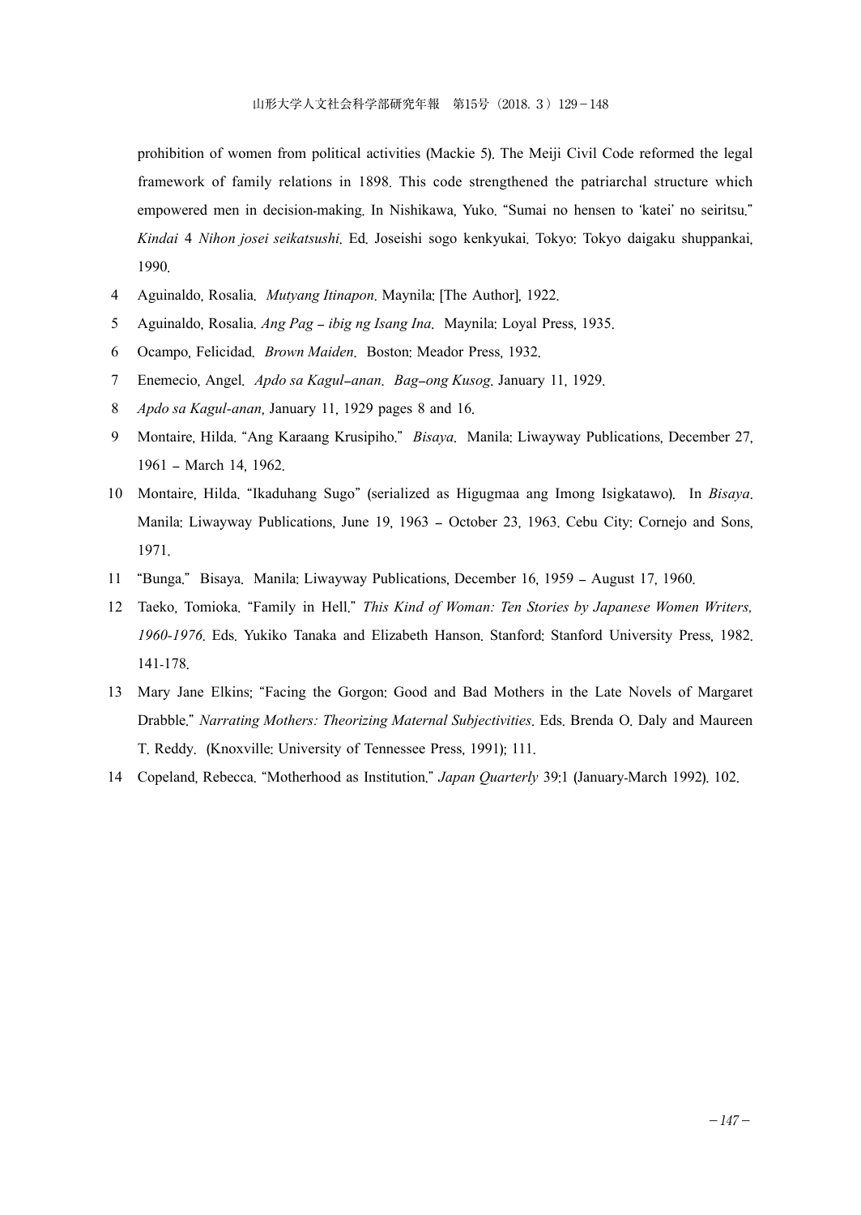prohibition of women from political activities (Mackie 5). The Meiji Civil Code reformed the legal framework of family relations in 1898. This code strengthened the patriarchal structure which empowered men in decision-making. In Nishikawa, Yuko. "Sumai no hensen to 'katei' no seiritsu." *Kindai* 4 *Nihon josei seikatsushi*. Ed. Joseishi sogo kenkyukai. Tokyo: Tokyo daigaku shuppankai, 1990.

4 Aguinaldo, Rosalia. *Mutyang Itinapon*. Maynila: [The Author], 1922.

5 Aguinaldo, Rosalia. *Ang Pag – ibig ng Isang Ina*. Maynila: Loyal Press, 1935.

6 Ocampo, Felicidad. *Brown Maiden*. Boston: Meador Press, 1932.

7 Enemecio, Angel. *Apdo sa Kagul–anan*. *Bag–ong Kusog*. January 11, 1929.

8 *Apdo sa Kagul-anan*, January 11, 1929 pages 8 and 16.

9 Montaire, Hilda. "Ang Karaang Krusipiho." *Bisaya*. Manila: Liwayway Publications, December 27, 1961 – March 14, 1962.

10 Montaire, Hilda. "Ikaduhang Sugo" (serialized as Higugmaa ang Imong Isigkatawo). In *Bisaya*. Manila: Liwayway Publications, June 19, 1963 – October 23, 1963. Cebu City: Cornejo and Sons, 1971.

11 "Bunga." Bisaya. Manila: Liwayway Publications, December 16, 1959 – August 17, 1960.

12 Taeko, Tomioka. "Family in Hell." *This Kind of Woman: Ten Stories by Japanese Women Writers, 1960-1976*. Eds. Yukiko Tanaka and Elizabeth Hanson. Stanford: Stanford University Press, 1982. 141-178.

13 Mary Jane Elkins; "Facing the Gorgon: Good and Bad Mothers in the Late Novels of Margaret Drabble." *Narrating Mothers: Theorizing Maternal Subjectivities*. Eds. Brenda O. Daly and Maureen T. Reddy. (Knoxville: University of Tennessee Press, 1991); 111.

14 Copeland, Rebecca. "Motherhood as Institution." *Japan Quarterly* 39:1 (January-March 1992). 102.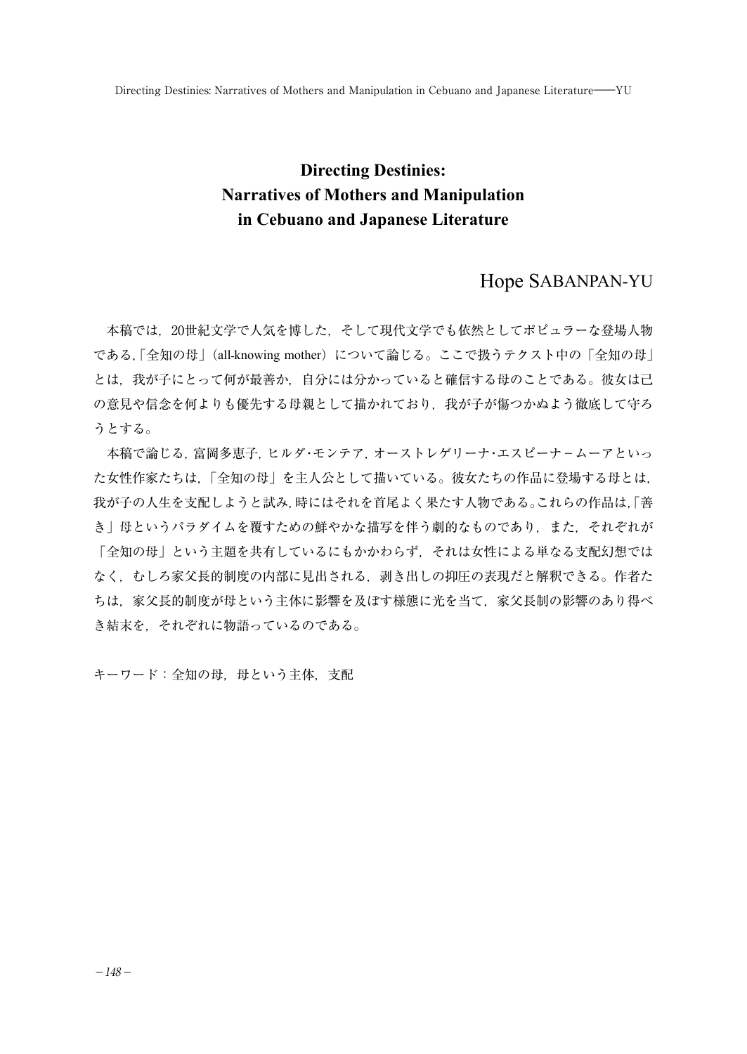# Directing Destinies: Narratives of Mothers and Manipulation in Cebuano and Japanese Literature

Hope SABANPAN-YU

本稿では，20世紀文学で人気を博した，そして現代文学でも依然としてポピュラーな登場人物である,「全知の母」（all-knowing mother）について論じる。ここで扱うテクスト中の「全知の母」とは，我が子にとって何が最善か，自分には分かっていると確信する母のことである。彼女は己の意見や信念を何よりも優先する母親として描かれており，我が子が傷つかぬよう徹底して守ろうとする。

本稿で論じる，富岡多恵子，ヒルダ・モンテア，オーストレゲリーナ・エスピーナ－ムーアといった女性作家たちは，「全知の母」を主人公として描いている。彼女たちの作品に登場する母とは，我が子の人生を支配しようと試み，時にはそれを首尾よく果たす人物である。これらの作品は,「善き」母というパラダイムを覆すための鮮やかな描写を伴う劇的なものであり，また，それぞれが「全知の母」という主題を共有しているにもかかわらず，それは女性による単なる支配幻想ではなく，むしろ家父長的制度の内部に見出される，剥き出しの抑圧の表現だと解釈できる。作者たちは，家父長的制度が母という主体に影響を及ぼす様態に光を当て，家父長制の影響のあり得べき結末を，それぞれに物語っているのである。

キーワード：全知の母，母という主体，支配